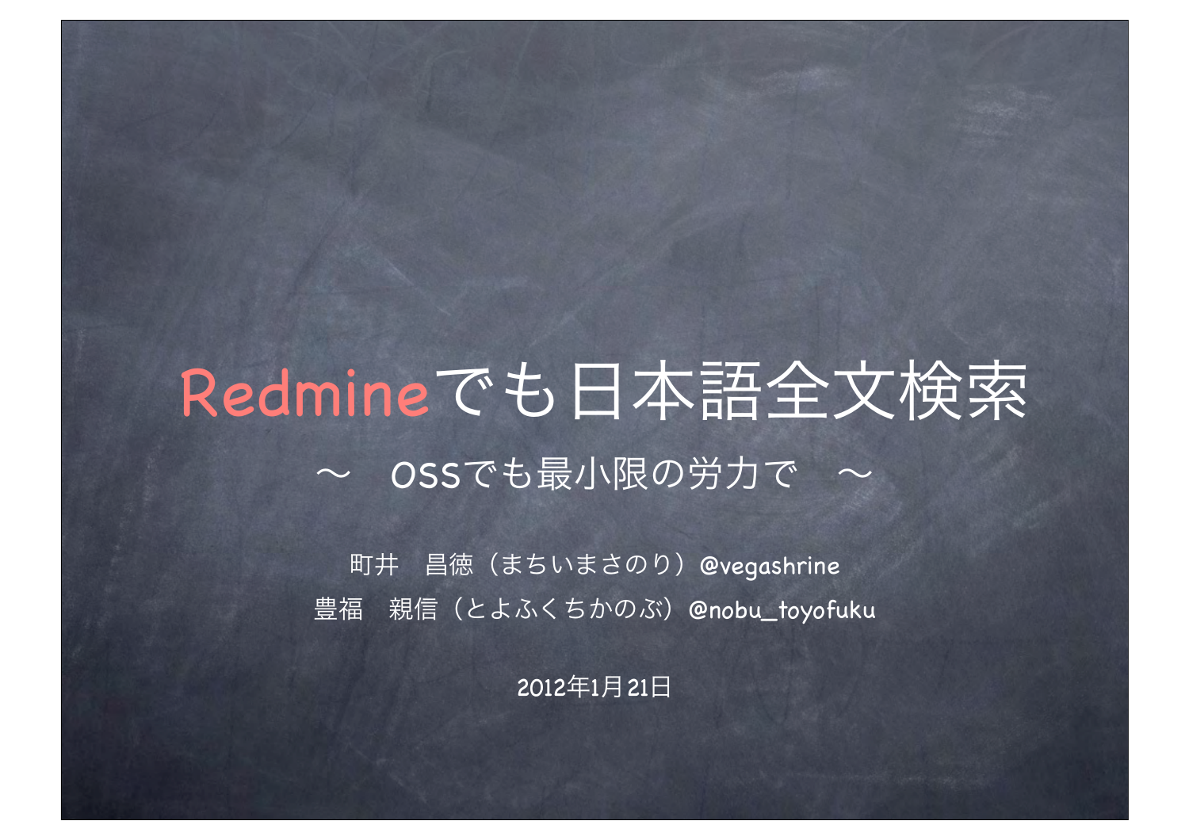# Redmineでも日本語全文検索

## 〜　OSSでも最小限の労力で　〜

町井　昌徳（まちいまさのり）@vegashrine

豊福　親信（とよふくちかのぶ）@nobu_toyofuku

2012年1月21日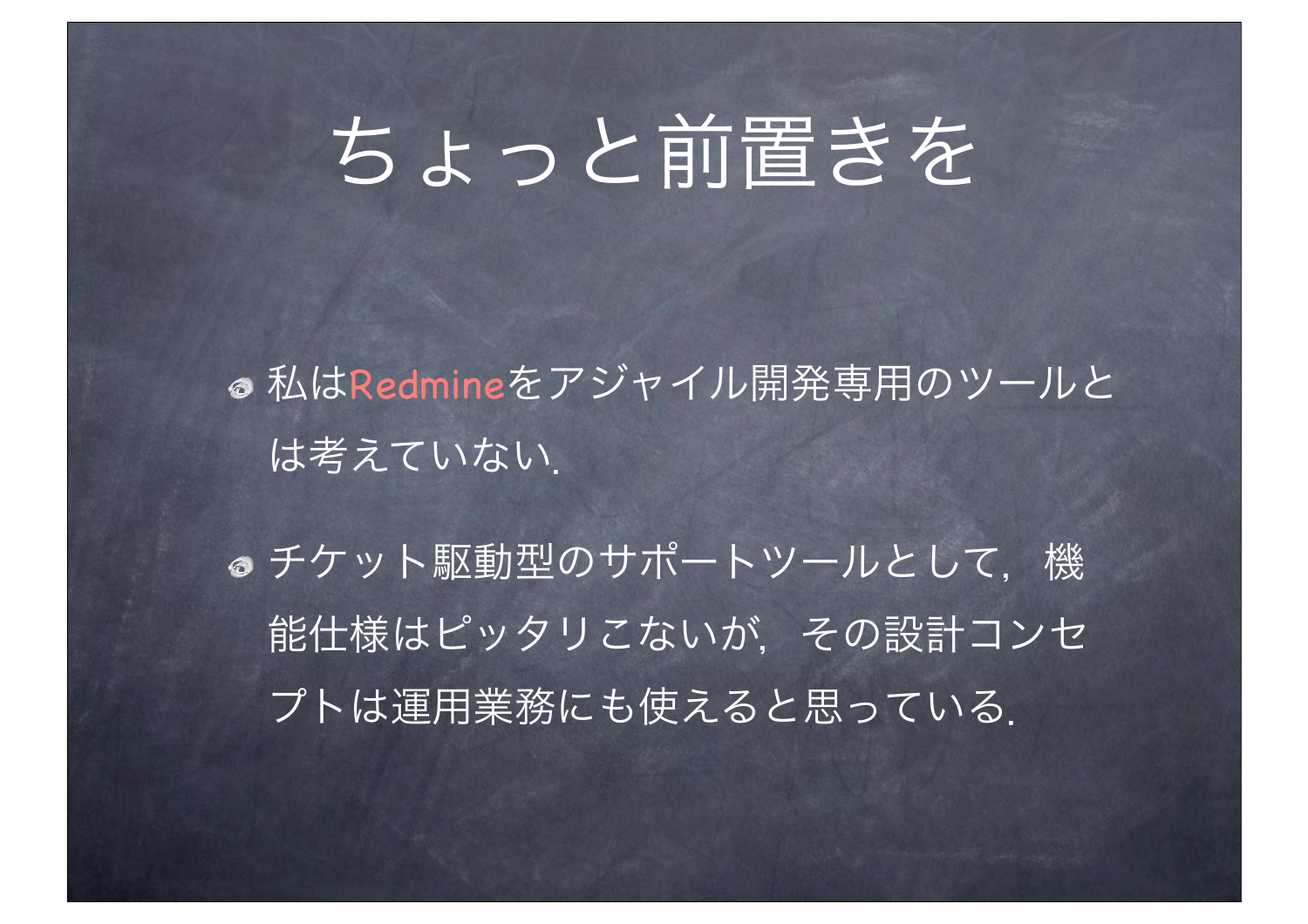# ちょっと前置きを

- 私はRedmineをアジャイル開発専用のツールとは考えていない.
- チケット駆動型のサポートツールとして，機能仕様はピッタリこないが，その設計コンセプトは運用業務にも使えると思っている.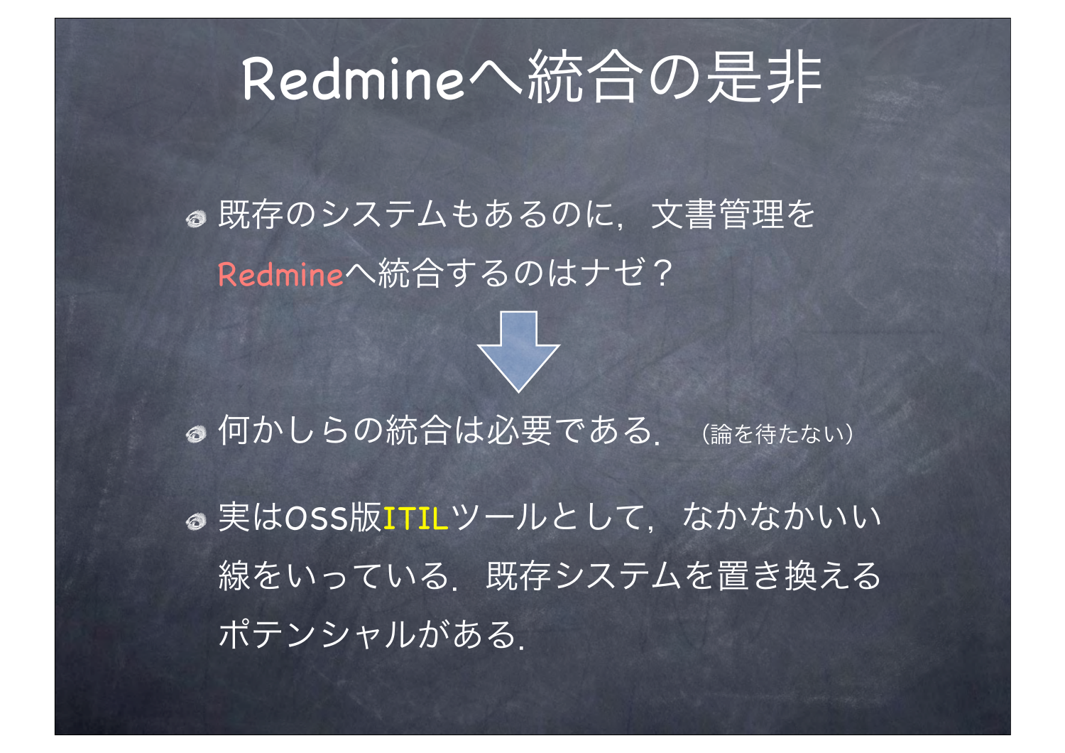# Redmineへ統合の是非

- 既存のシステムもあるのに，文書管理をRedmineへ統合するのはナゼ？

↓

- 何かしらの統合は必要である． （論を待たない）
- 実はOSS版ITILツールとして，なかなかいい線をいっている．既存システムを置き換えるポテンシャルがある．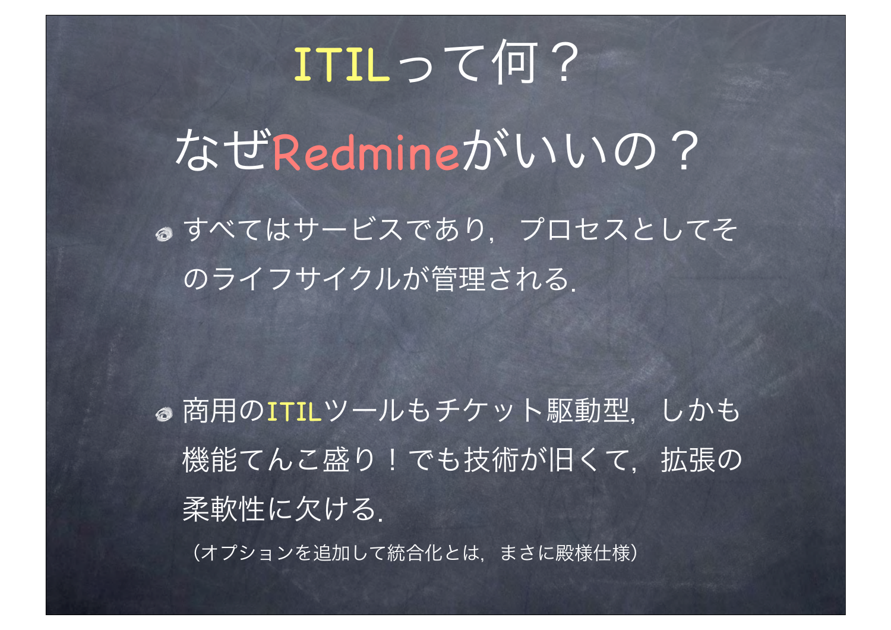# ITILって何？

# なぜRedmineがいいの？

- すべてはサービスであり，プロセスとしてそのライフサイクルが管理される．

- 商用のITILツールもチケット駆動型，しかも機能てんこ盛り！でも技術が旧くて，拡張の柔軟性に欠ける．

  （オプションを追加して統合化とは，まさに殿様仕様）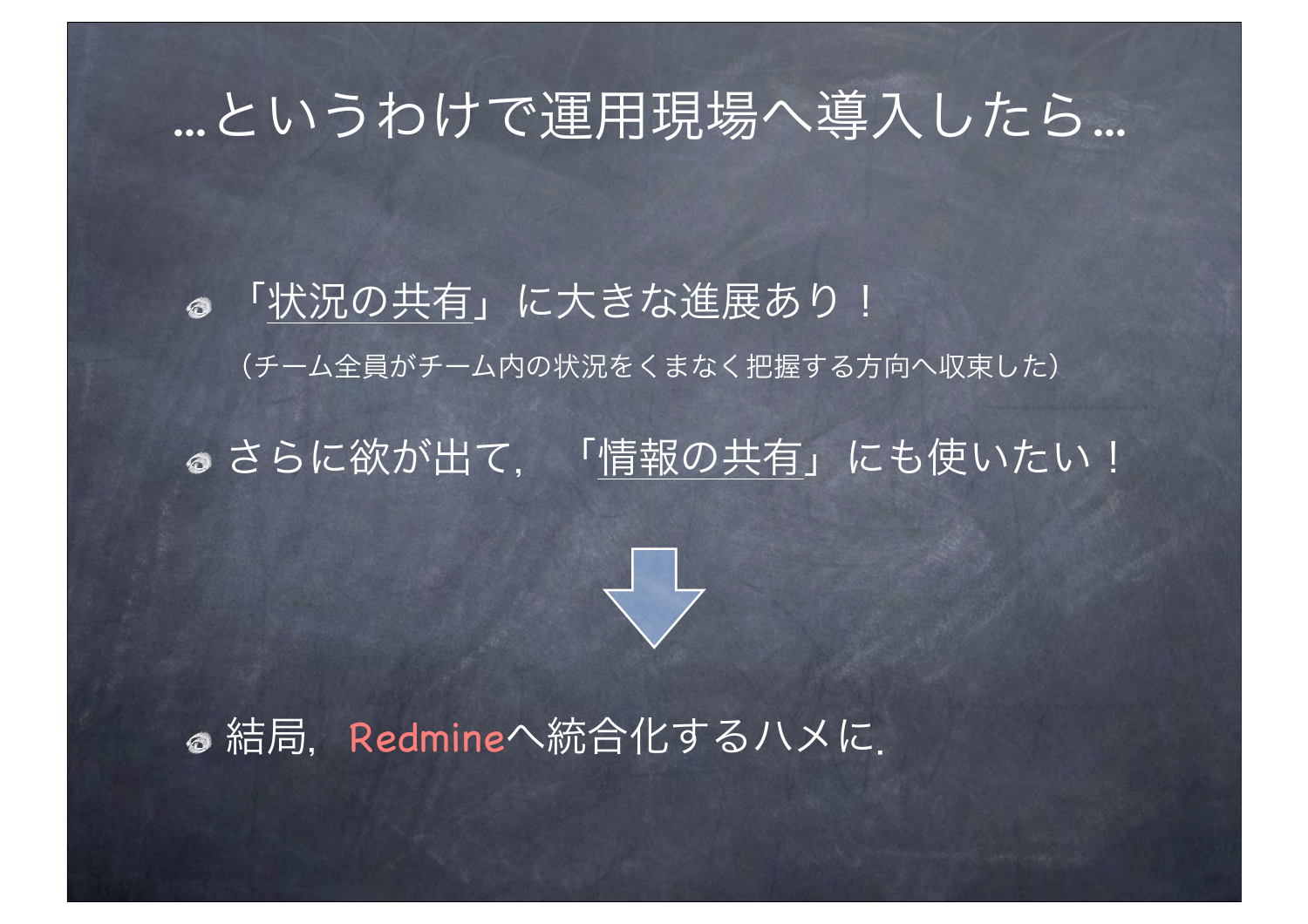# …というわけで運用現場へ導入したら…

- 「状況の共有」に大きな進展あり！

  （チーム全員がチーム内の状況をくまなく把握する方向へ収束した）

- さらに欲が出て，「情報の共有」にも使いたい！

↓

- 結局，Redmineへ統合化するハメに．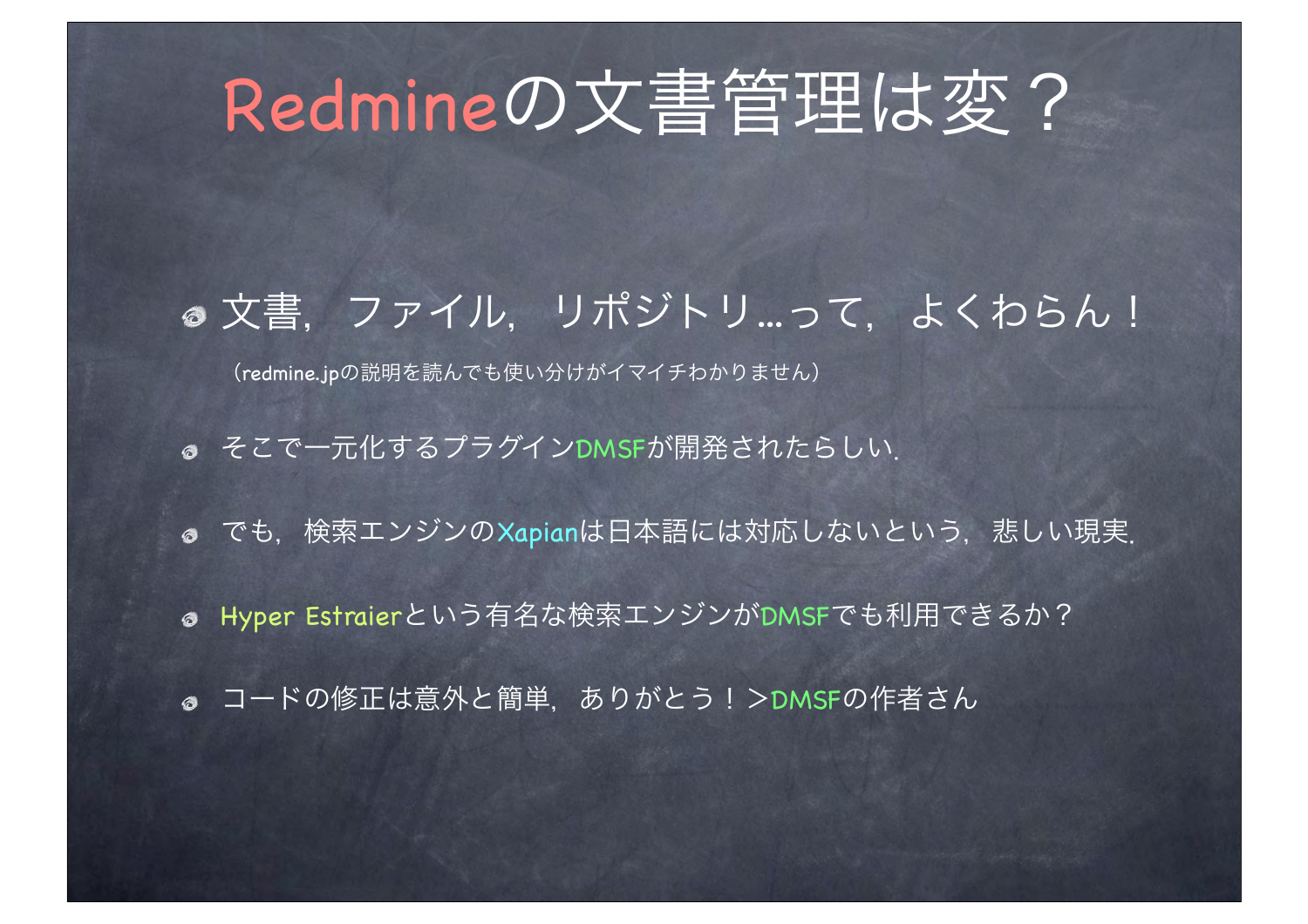# Redmineの文書管理は変？

- 文書，ファイル，リポジトリ…って，よくわらん！
  
  （redmine.jpの説明を読んでも使い分けがイマイチわかりません）

- そこで一元化するプラグインDMSFが開発されたらしい.

- でも，検索エンジンのXapianは日本語には対応しないという，悲しい現実.

- Hyper Estraierという有名な検索エンジンがDMSFでも利用できるか？

- コードの修正は意外と簡単，ありがとう！＞DMSFの作者さん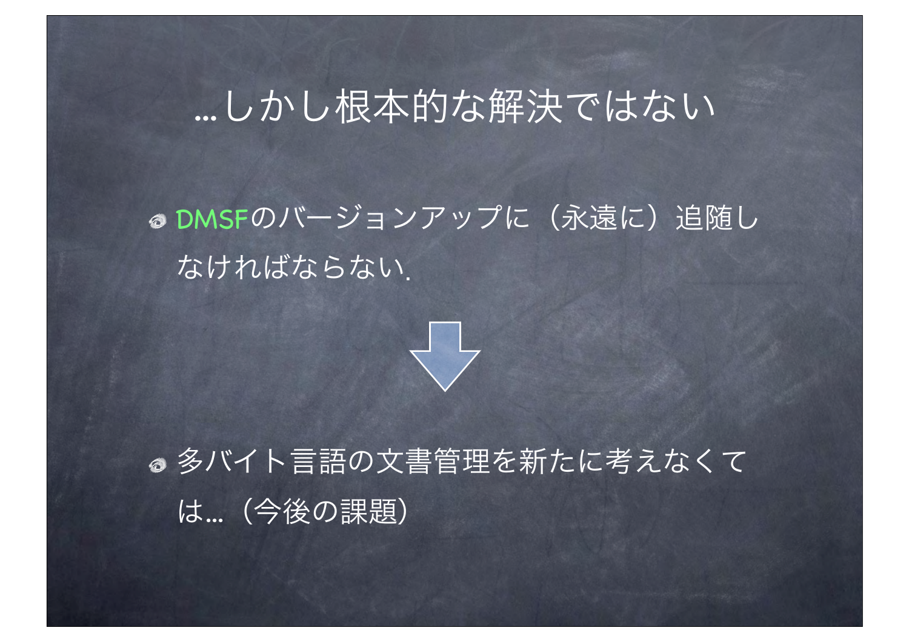# …しかし根本的な解決ではない

- DMSFのバージョンアップに（永遠に）追随しなければならない.

↓

- 多バイト言語の文書管理を新たに考えなくては…（今後の課題）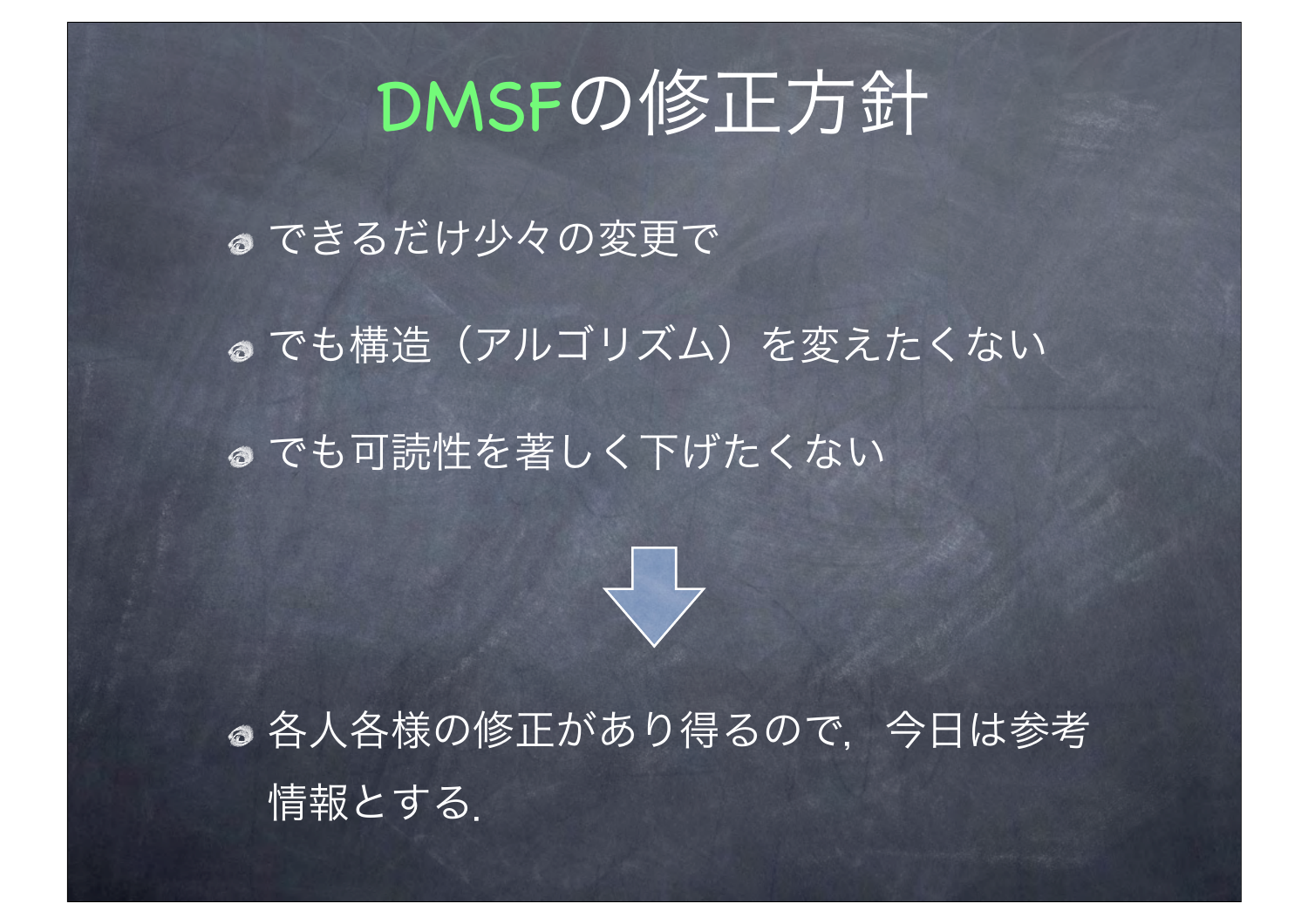# DMSFの修正方針

- できるだけ少々の変更で
- でも構造（アルゴリズム）を変えたくない
- でも可読性を著しく下げたくない

↓

- 各人各様の修正があり得るので，今日は参考情報とする.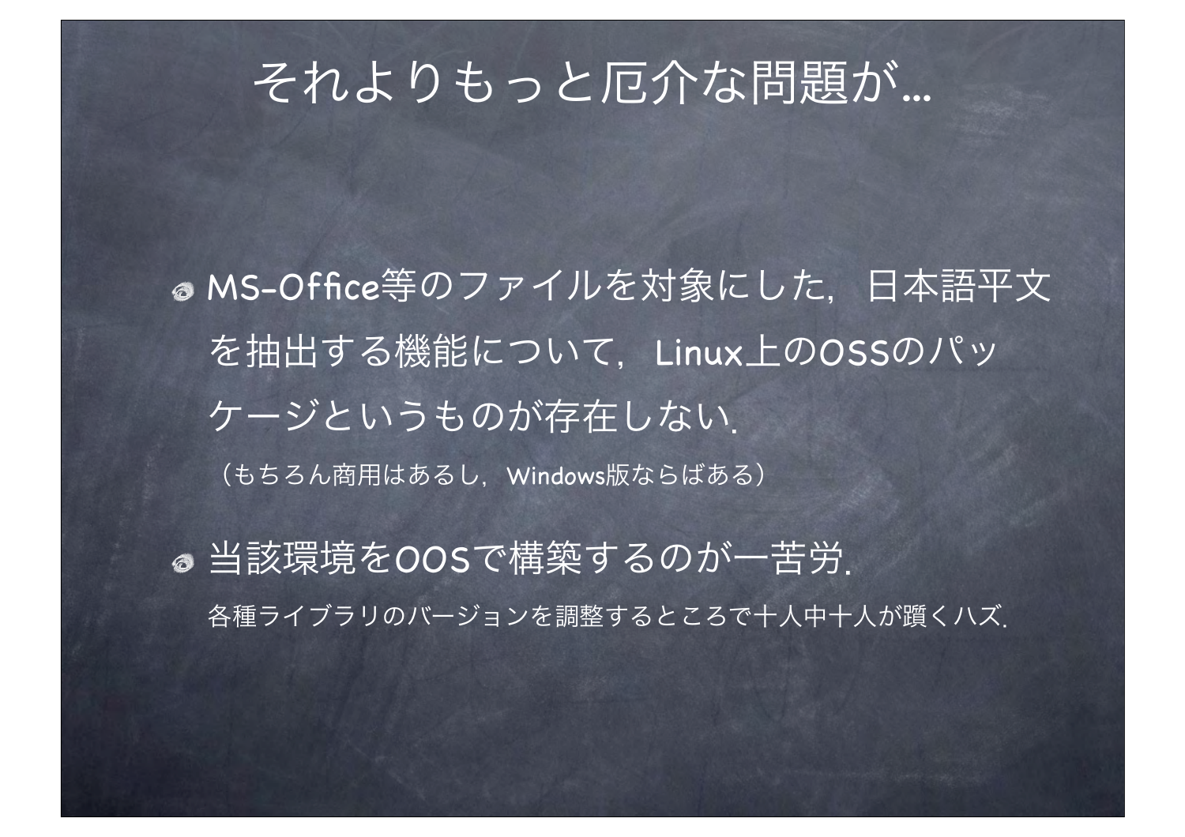# それよりもっと厄介な問題が…

- MS-Office等のファイルを対象にした，日本語平文を抽出する機能について，Linux上のOSSのパッケージというものが存在しない.

  （もちろん商用はあるし，Windows版ならばある）

- 当該環境をOOSで構築するのが一苦労.

  各種ライブラリのバージョンを調整するところで十人中十人が躓くハズ.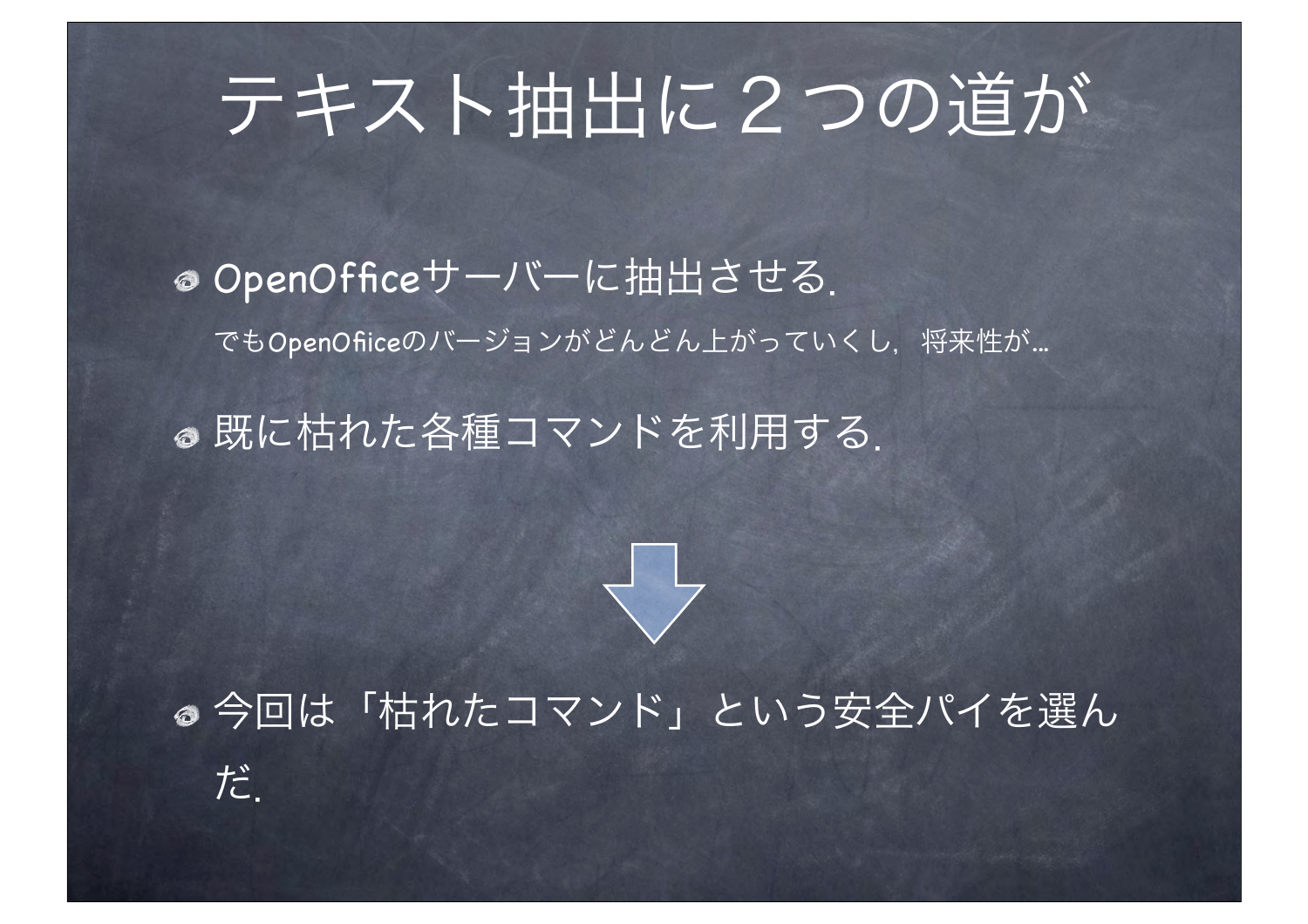# テキスト抽出に２つの道が

- OpenOfficeサーバーに抽出させる.

  でもOpenOfiiceのバージョンがどんどん上がっていくし，将来性が…

- 既に枯れた各種コマンドを利用する.

⇩

- 今回は「枯れたコマンド」という安全パイを選んだ.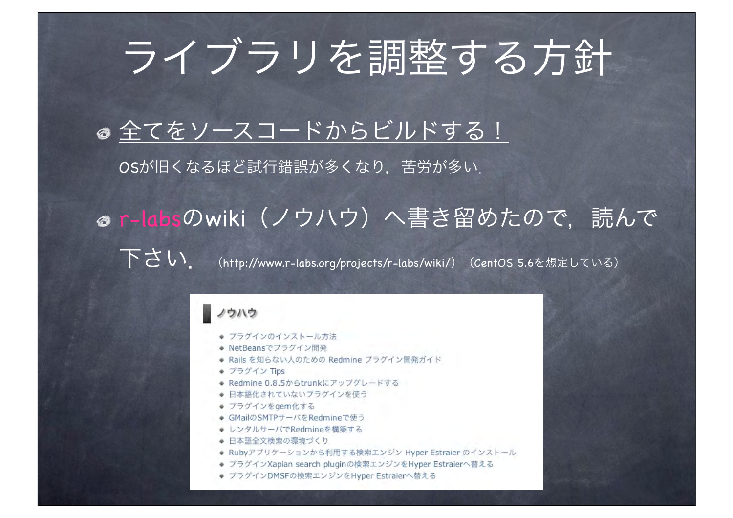# ライブラリを調整する方針

- 全てをソースコードからビルドする！

  OSが旧くなるほど試行錯誤が多くなり，苦労が多い.

- r-labsのwiki（ノウハウ）へ書き留めたので，読んで下さい.　（http://www.r-labs.org/projects/r-labs/wiki/）（CentOS 5.6を想定している）

## ノウハウ

- プラグインのインストール方法
- NetBeansでプラグイン開発
- Rails を知らない人のための Redmine プラグイン開発ガイド
- プラグイン Tips
- Redmine 0.8.5からtrunkにアップグレードする
- 日本語化されていないプラグインを使う
- プラグインをgem化する
- GMailのSMTPサーバをRedmineで使う
- レンタルサーバでRedmineを構築する
- 日本語全文検索の環境づくり
- Rubyアプリケーションから利用する検索エンジン Hyper Estraier のインストール
- プラグインXapian search pluginの検索エンジンをHyper Estraierへ替える
- プラグインDMSFの検索エンジンをHyper Estraierへ替える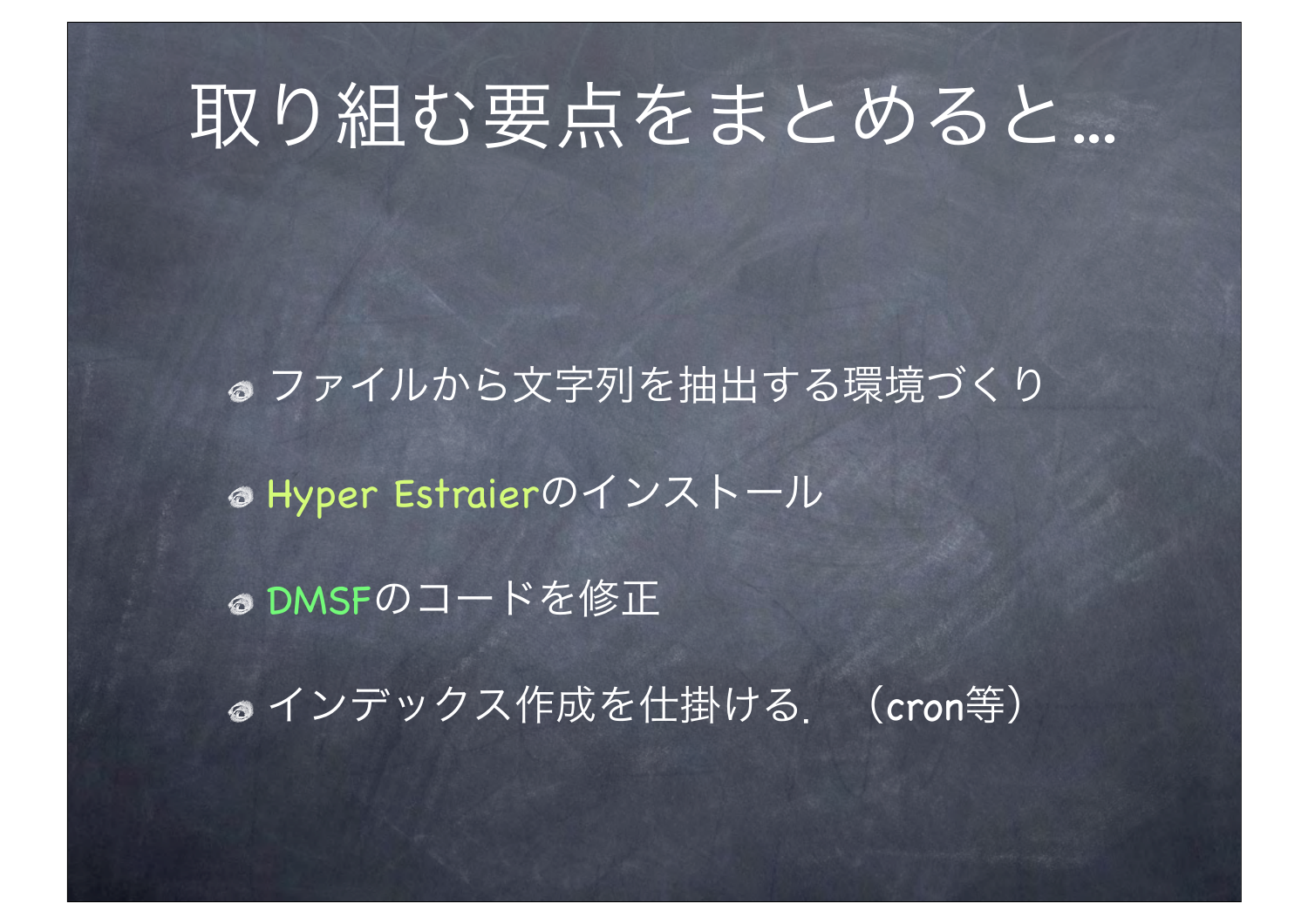# 取り組む要点をまとめると…

- ファイルから文字列を抽出する環境づくり
- Hyper Estraierのインストール
- DMSFのコードを修正
- インデックス作成を仕掛ける．（cron等）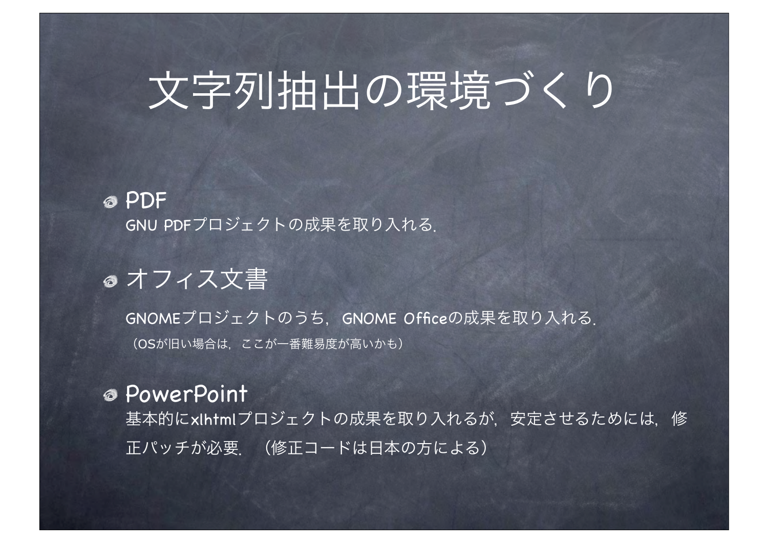# 文字列抽出の環境づくり

- PDF
  GNU PDFプロジェクトの成果を取り入れる.

- オフィス文書

  GNOMEプロジェクトのうち，GNOME Officeの成果を取り入れる.
  （OSが旧い場合は，ここが一番難易度が高いかも）

- PowerPoint
  基本的にxlhtmlプロジェクトの成果を取り入れるが，安定させるためには，修正パッチが必要．（修正コードは日本の方による）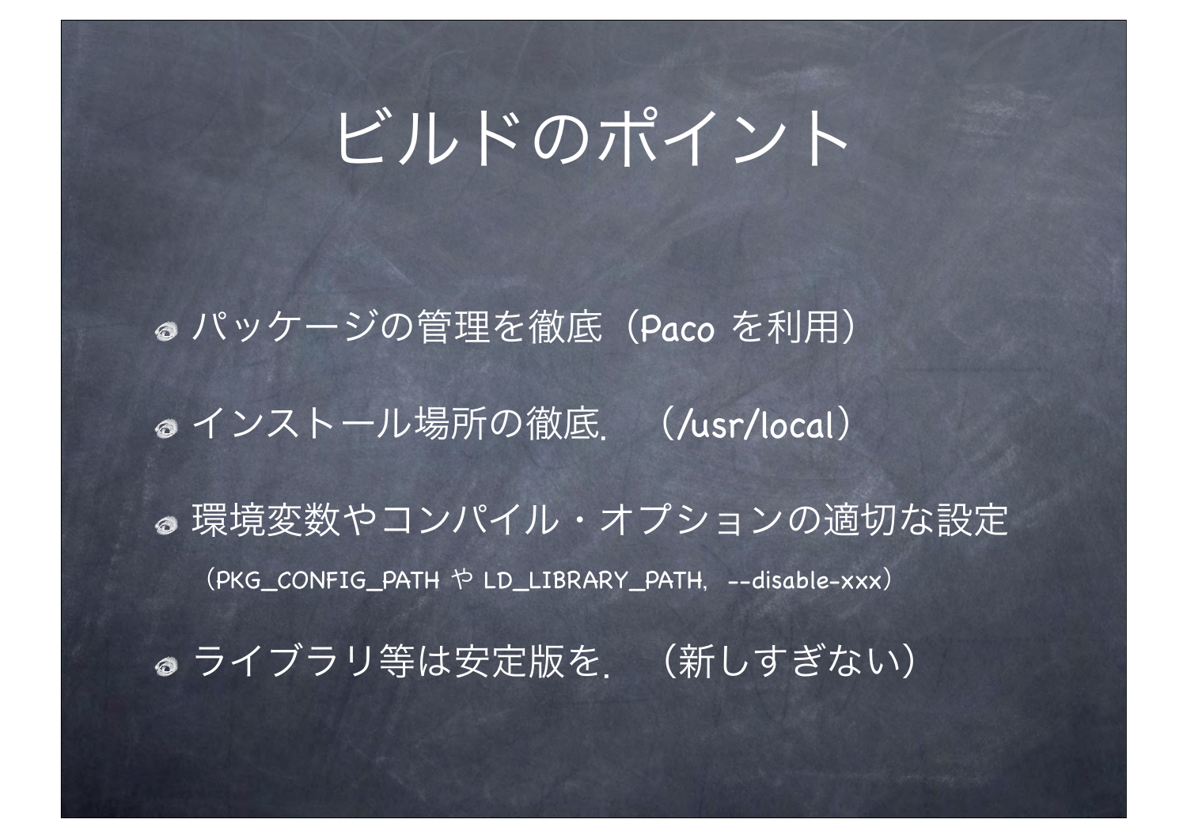# ビルドのポイント

- パッケージの管理を徹底（Paco を利用）
- インストール場所の徹底．（/usr/local）
- 環境変数やコンパイル・オプションの適切な設定
  （PKG_CONFIG_PATH や LD_LIBRARY_PATH，--disable-xxx）
- ライブラリ等は安定版を．（新しすぎない）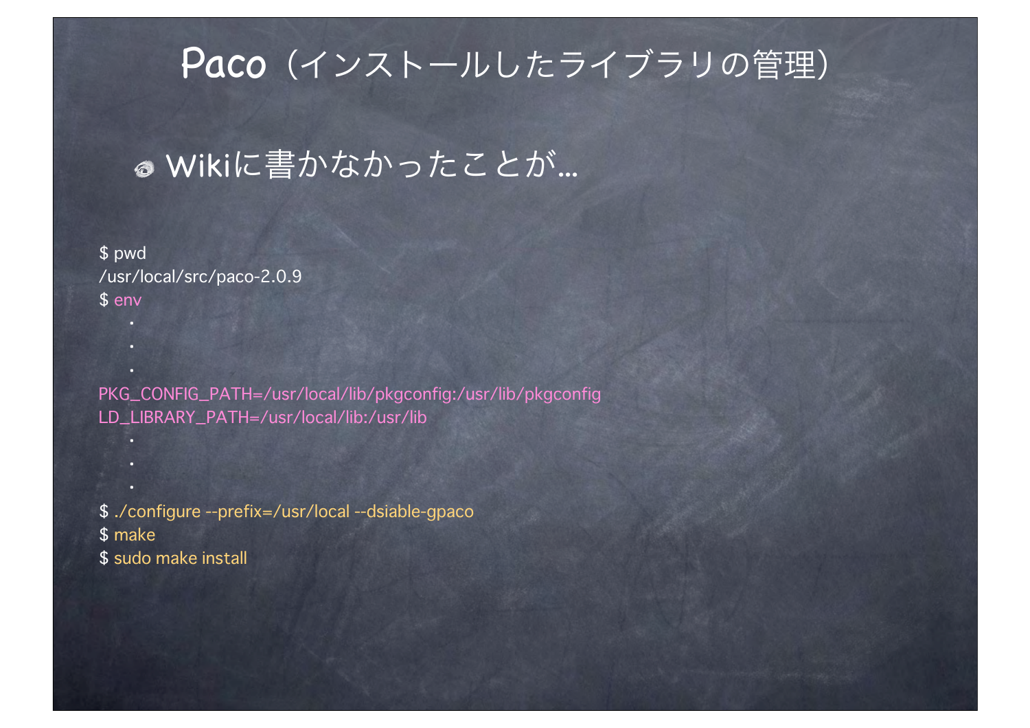# Paco（インストールしたライブラリの管理）

- Wikiに書かなかったことが…

```
$ pwd
/usr/local/src/paco-2.0.9
$ env
    .
    .
    .
PKG_CONFIG_PATH=/usr/local/lib/pkgconfig:/usr/lib/pkgconfig
LD_LIBRARY_PATH=/usr/local/lib:/usr/lib
    .
    .
    .
$ ./configure --prefix=/usr/local --dsiable-gpaco
$ make
$ sudo make install
```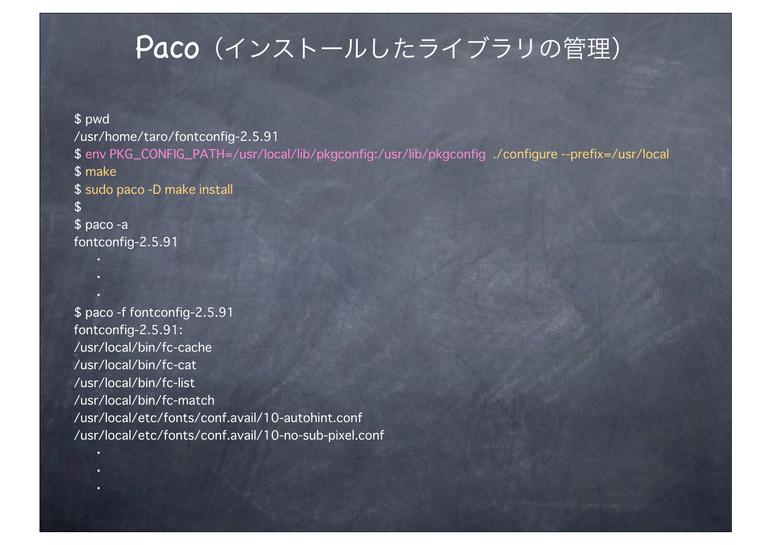# Paco（インストールしたライブラリの管理）

```
$ pwd
/usr/home/taro/fontconfig-2.5.91
$ env PKG_CONFIG_PATH=/usr/local/lib/pkgconfig:/usr/lib/pkgconfig  ./configure --prefix=/usr/local
$ make
$ sudo paco -D make install
$
$ paco -a
fontconfig-2.5.91
    .
    .
    .
$ paco -f fontconfig-2.5.91
fontconfig-2.5.91:
/usr/local/bin/fc-cache
/usr/local/bin/fc-cat
/usr/local/bin/fc-list
/usr/local/bin/fc-match
/usr/local/etc/fonts/conf.avail/10-autohint.conf
/usr/local/etc/fonts/conf.avail/10-no-sub-pixel.conf
    .
    .
    .
```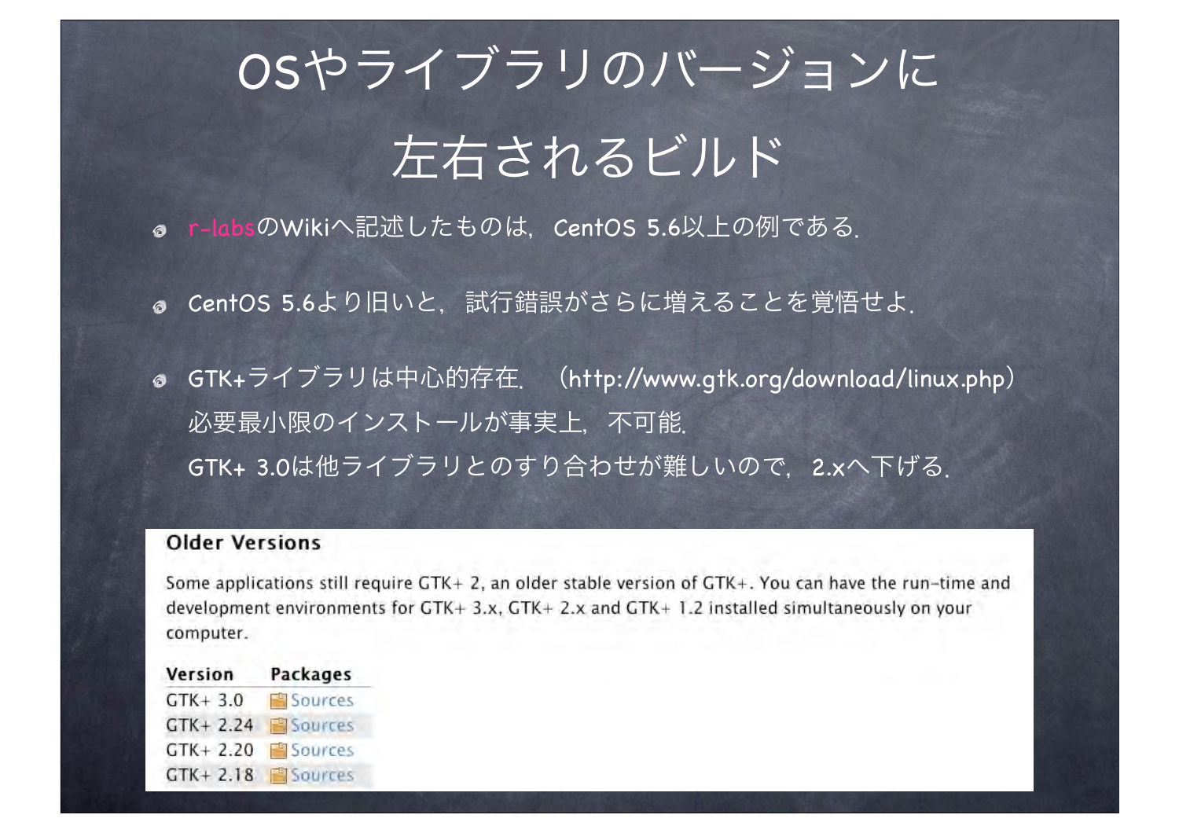# OSやライブラリのバージョンに左右されるビルド

- r-labsのWikiへ記述したものは，CentOS 5.6以上の例である．
- CentOS 5.6より旧いと，試行錯誤がさらに増えることを覚悟せよ．
- GTK+ライブラリは中心的存在．（http://www.gtk.org/download/linux.php）
  必要最小限のインストールが事実上，不可能．
  GTK+ 3.0は他ライブラリとのすり合わせが難しいので，2.xへ下げる．

**Older Versions**

Some applications still require GTK+ 2, an older stable version of GTK+. You can have the run-time and development environments for GTK+ 3.x, GTK+ 2.x and GTK+ 1.2 installed simultaneously on your computer.

| Version | Packages |
| --- | --- |
| GTK+ 3.0 | Sources |
| GTK+ 2.24 | Sources |
| GTK+ 2.20 | Sources |
| GTK+ 2.18 | Sources |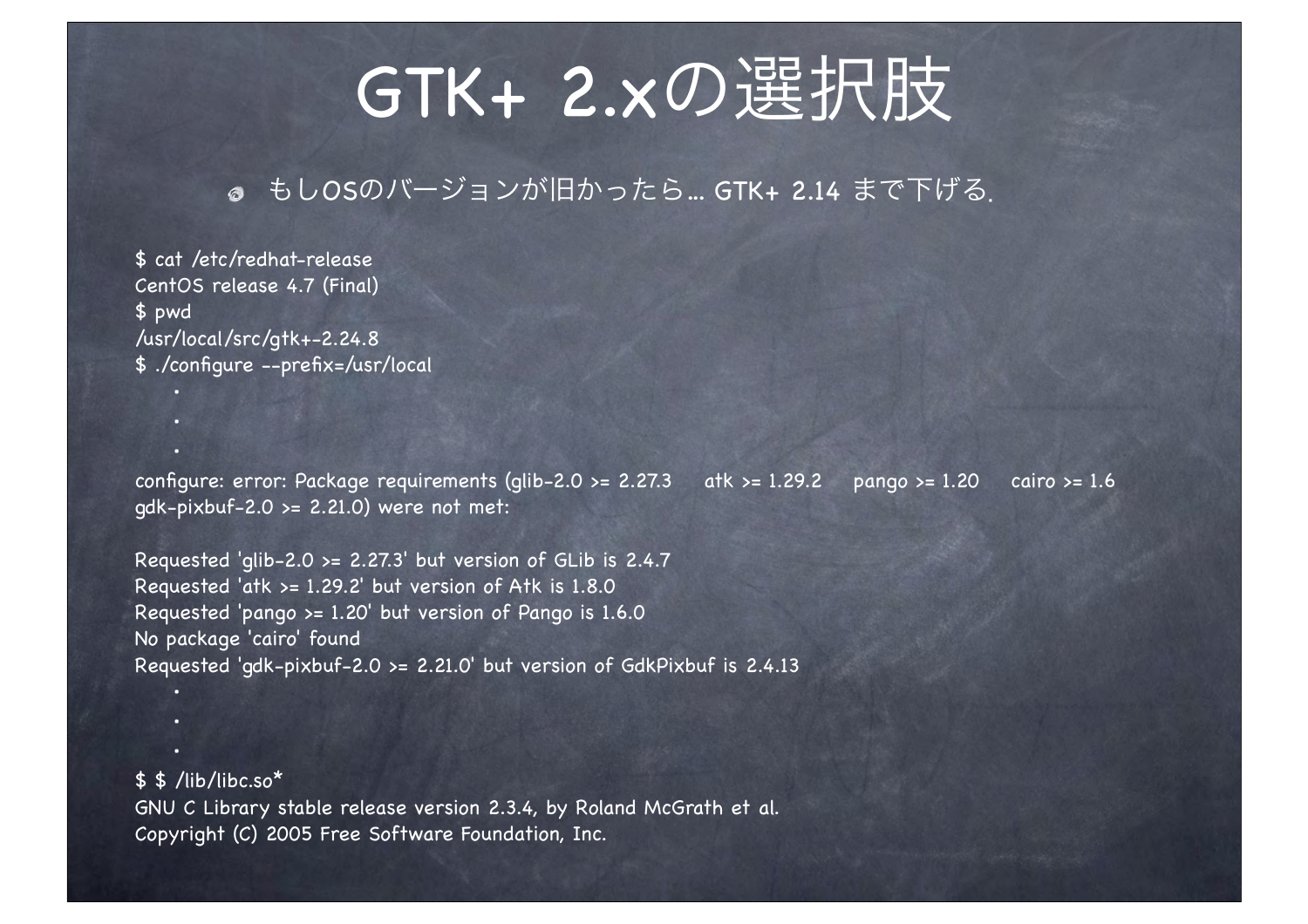# GTK+ 2.xの選択肢

- もしOSのバージョンが旧かったら... GTK+ 2.14 まで下げる.

```
$ cat /etc/redhat-release
CentOS release 4.7 (Final)
$ pwd
/usr/local/src/gtk+-2.24.8
$ ./configure --prefix=/usr/local
    .
    .
    .
configure: error: Package requirements (glib-2.0 >= 2.27.3    atk >= 1.29.2    pango >= 1.20    cairo >= 1.6
gdk-pixbuf-2.0 >= 2.21.0) were not met:

Requested 'glib-2.0 >= 2.27.3' but version of GLib is 2.4.7
Requested 'atk >= 1.29.2' but version of Atk is 1.8.0
Requested 'pango >= 1.20' but version of Pango is 1.6.0
No package 'cairo' found
Requested 'gdk-pixbuf-2.0 >= 2.21.0' but version of GdkPixbuf is 2.4.13
    .
    .
    .
$ $ /lib/libc.so*
GNU C Library stable release version 2.3.4, by Roland McGrath et al.
Copyright (C) 2005 Free Software Foundation, Inc.
```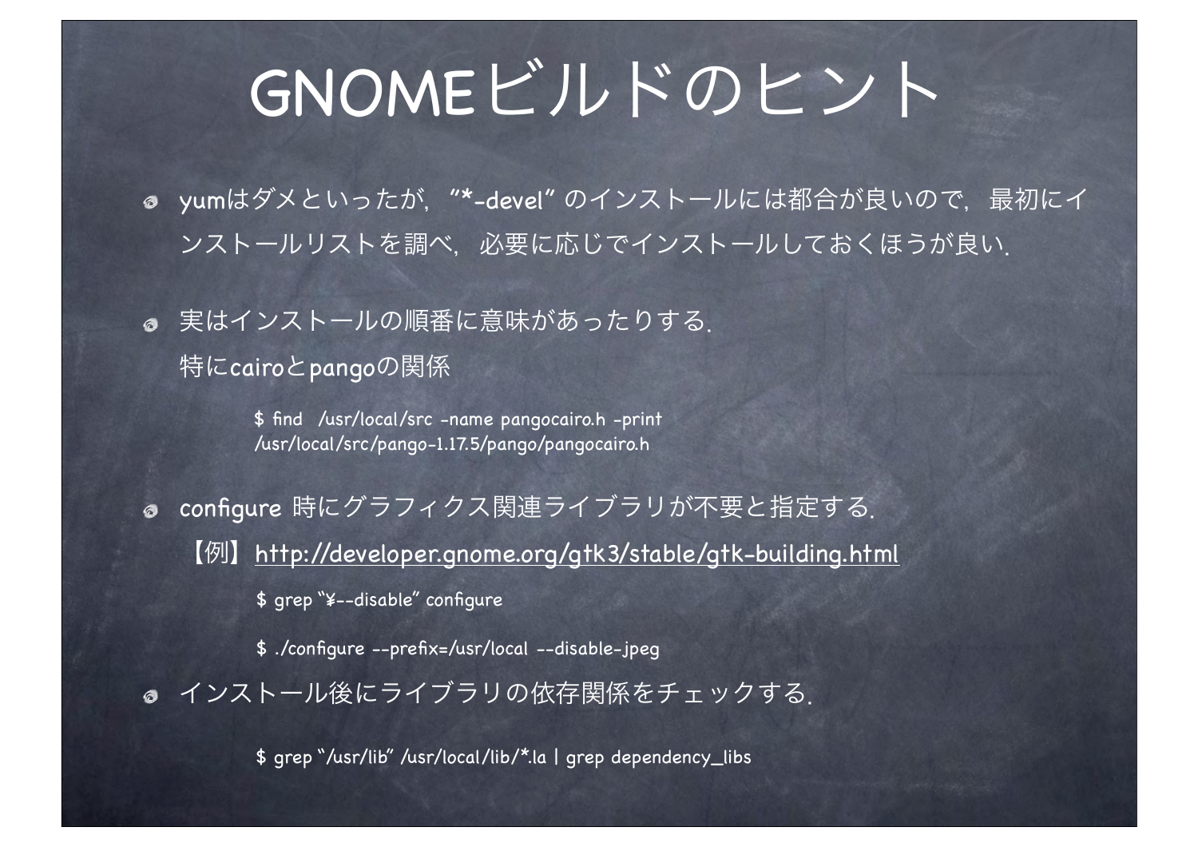# GNOMEビルドのヒント

- yumはダメといったが，“*-devel” のインストールには都合が良いので，最初にインストールリストを調べ，必要に応じでインストールしておくほうが良い．

- 実はインストールの順番に意味があったりする．
  特にcairoとpangoの関係

```
$ find  /usr/local/src -name pangocairo.h -print
/usr/local/src/pango-1.17.5/pango/pangocairo.h
```

- configure 時にグラフィクス関連ライブラリが不要と指定する．
  【例】http://developer.gnome.org/gtk3/stable/gtk-building.html

```
$ grep “¥--disable” configure

$ ./configure --prefix=/usr/local --disable-jpeg
```

- インストール後にライブラリの依存関係をチェックする．

```
$ grep “/usr/lib” /usr/local/lib/*.la | grep dependency_libs
```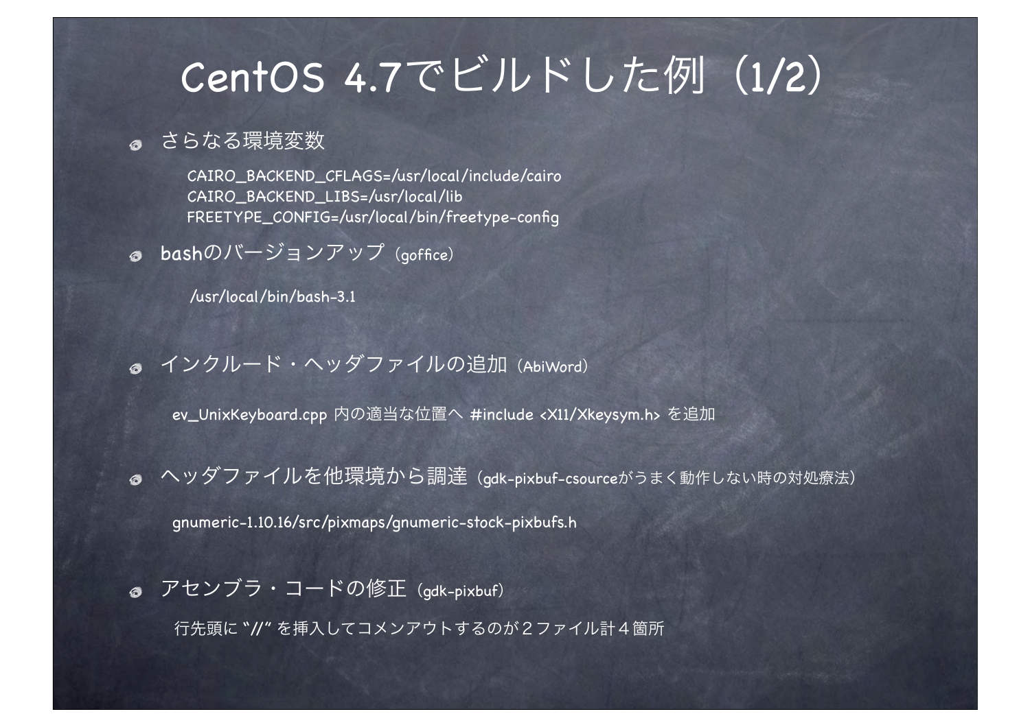# CentOS 4.7でビルドした例（1/2）

- さらなる環境変数

```
CAIRO_BACKEND_CFLAGS=/usr/local/include/cairo
CAIRO_BACKEND_LIBS=/usr/local/lib
FREETYPE_CONFIG=/usr/local/bin/freetype-config
```

- bashのバージョンアップ（goffice）

```
/usr/local/bin/bash-3.1
```

- インクルード・ヘッダファイルの追加（AbiWord）

  ev_UnixKeyboard.cpp 内の適当な位置へ #include <X11/Xkeysym.h> を追加

- ヘッダファイルを他環境から調達（gdk-pixbuf-csourceがうまく動作しない時の対処療法）

  gnumeric-1.10.16/src/pixmaps/gnumeric-stock-pixbufs.h

- アセンブラ・コードの修正（gdk-pixbuf）

  行先頭に "//" を挿入してコメンアウトするのが２ファイル計４箇所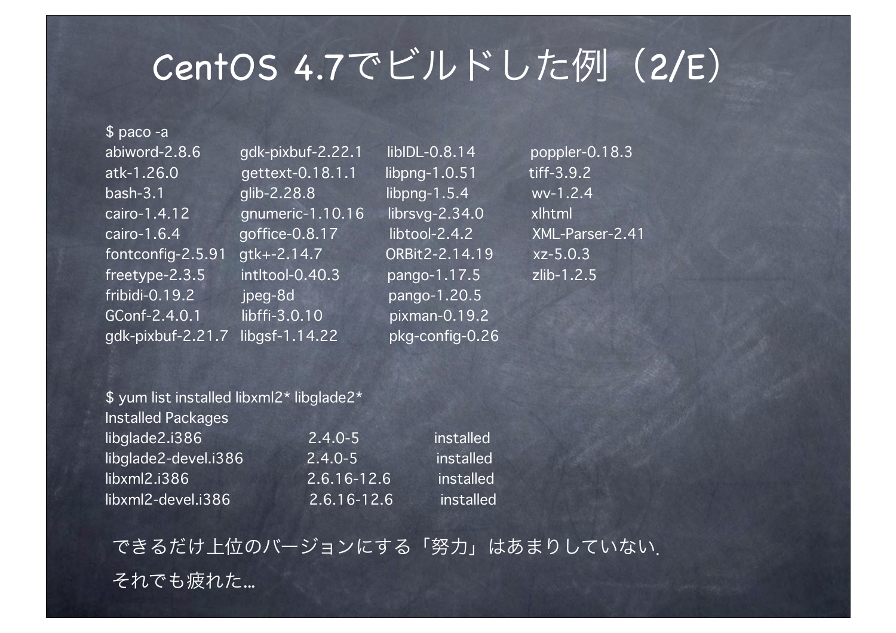# CentOS 4.7でビルドした例（2/E）

```
$ paco -a
abiword-2.8.6         gdk-pixbuf-2.22.1   libIDL-0.8.14      poppler-0.18.3
atk-1.26.0            gettext-0.18.1.1    libpng-1.0.51      tiff-3.9.2
bash-3.1              glib-2.28.8         libpng-1.5.4       wv-1.2.4
cairo-1.4.12          gnumeric-1.10.16    librsvg-2.34.0     xlhtml
cairo-1.6.4           goffice-0.8.17      libtool-2.4.2      XML-Parser-2.41
fontconfig-2.5.91     gtk+-2.14.7         ORBit2-2.14.19     xz-5.0.3
freetype-2.3.5        intltool-0.40.3     pango-1.17.5       zlib-1.2.5
fribidi-0.19.2        jpeg-8d             pango-1.20.5
GConf-2.4.0.1         libffi-3.0.10       pixman-0.19.2
gdk-pixbuf-2.21.7     libgsf-1.14.22      pkg-config-0.26
```

```
$ yum list installed libxml2* libglade2*
Installed Packages
libglade2.i386          2.4.0-5        installed
libglade2-devel.i386    2.4.0-5        installed
libxml2.i386            2.6.16-12.6    installed
libxml2-devel.i386      2.6.16-12.6    installed
```

できるだけ上位のバージョンにする「努力」はあまりしていない.

それでも疲れた…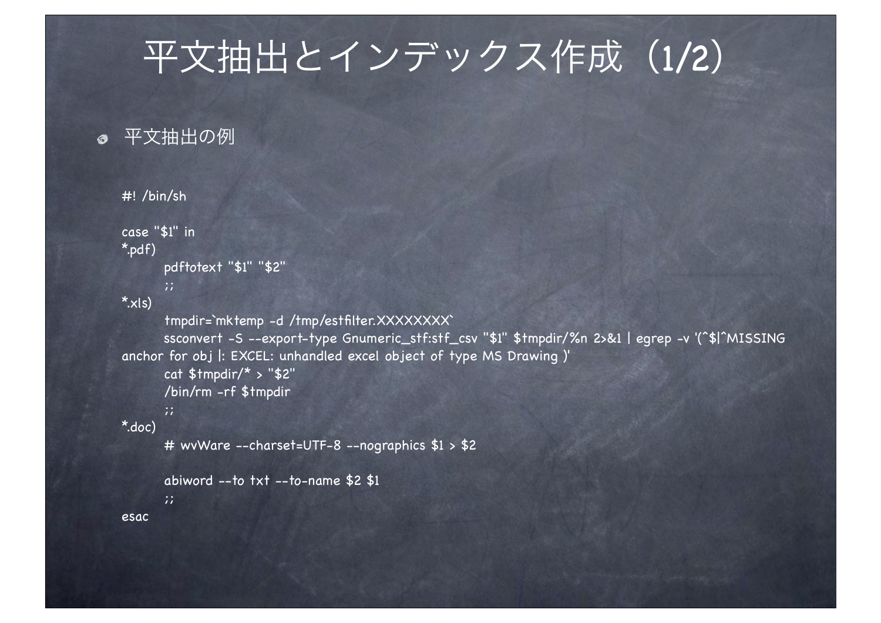# 平文抽出とインデックス作成（1/2）

- 平文抽出の例

```
#! /bin/sh

case "$1" in
*.pdf)
	pdftotext "$1" "$2"
	;;
*.xls)
	tmpdir=`mktemp -d /tmp/estfilter.XXXXXXXX`
	ssconvert -S --export-type Gnumeric_stf:stf_csv "$1" $tmpdir/%n 2>&1 | egrep -v '(^$|^MISSING anchor for obj |: EXCEL: unhandled excel object of type MS Drawing )'
	cat $tmpdir/* > "$2"
	/bin/rm -rf $tmpdir
	;;
*.doc)
	# wvWare --charset=UTF-8 --nographics $1 > $2

	abiword --to txt --to-name $2 $1
	;;
esac
```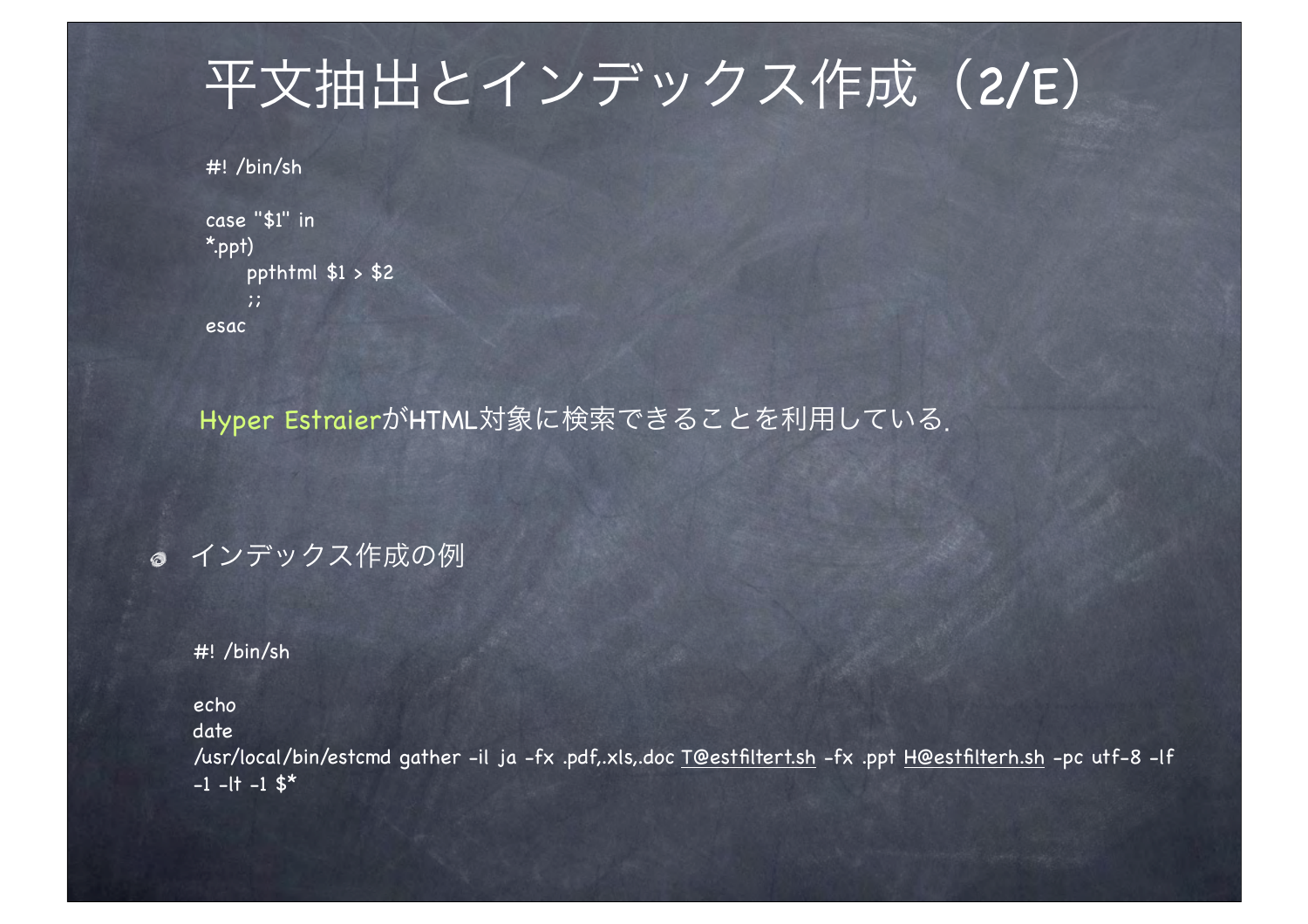# 平文抽出とインデックス作成（2/E）

```
#! /bin/sh

case "$1" in
*.ppt)
     ppthtml $1 > $2
     ;;
esac
```

Hyper EstraierがHTML対象に検索できることを利用している.

- インデックス作成の例

```
#! /bin/sh

echo
date
/usr/local/bin/estcmd gather -il ja -fx .pdf,.xls,.doc T@estfiltert.sh -fx .ppt H@estfilterh.sh -pc utf-8 -lf -1 -lt -1 $*
```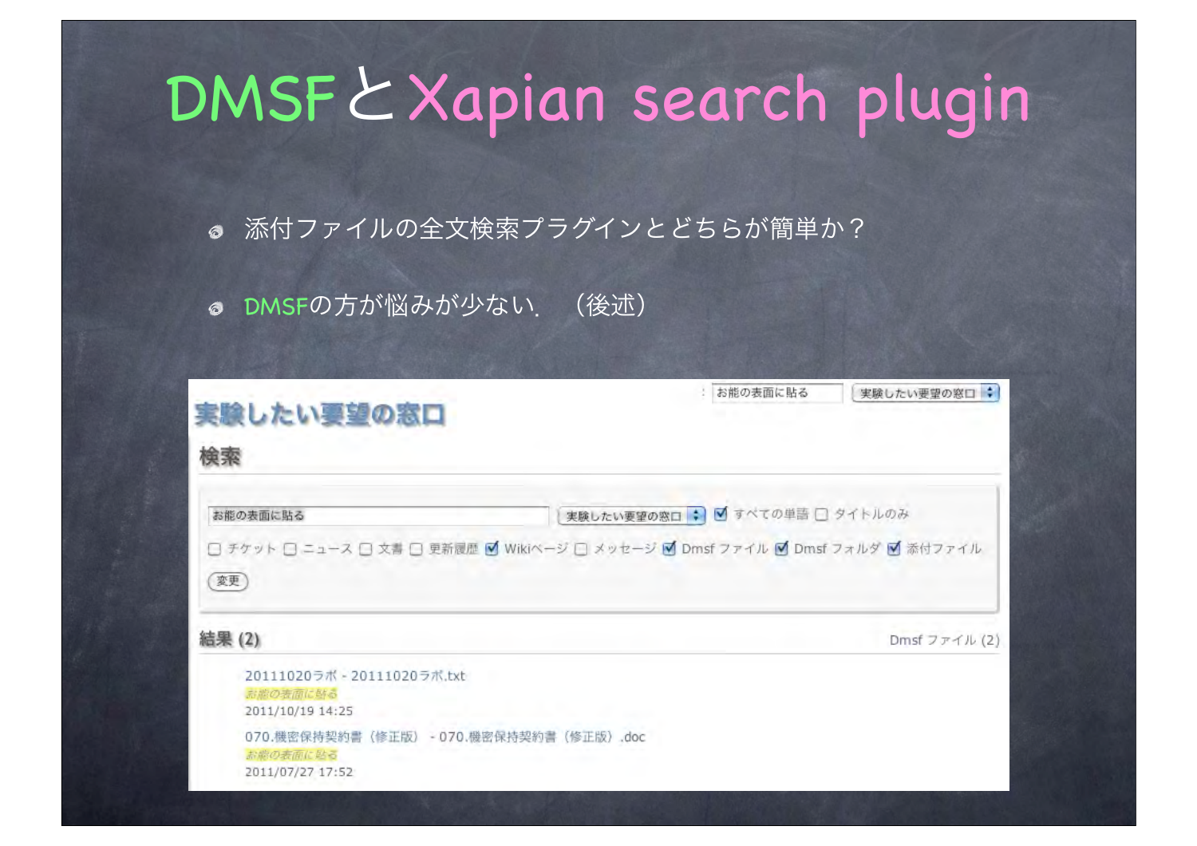# DMSFとXapian search plugin

- 添付ファイルの全文検索プラグインとどちらが簡単か？
- DMSFの方が悩みが少ない．（後述）

実験したい要望の窓口

検索

お能の表面に貼る　実験したい要望の窓口　☑すべての単語　☐タイトルのみ

☐チケット ☐ニュース ☐文書 ☐更新履歴 ☑Wikiページ ☐メッセージ ☑Dmsf ファイル ☑Dmsf フォルダ ☑添付ファイル

変更

結果 (2)　Dmsf ファイル (2)

20111020ラボ - 20111020ラボ.txt
お能の表面に貼る
2011/10/19 14:25

070.機密保持契約書（修正版） - 070.機密保持契約書（修正版）.doc
お能の表面に貼る
2011/07/27 17:52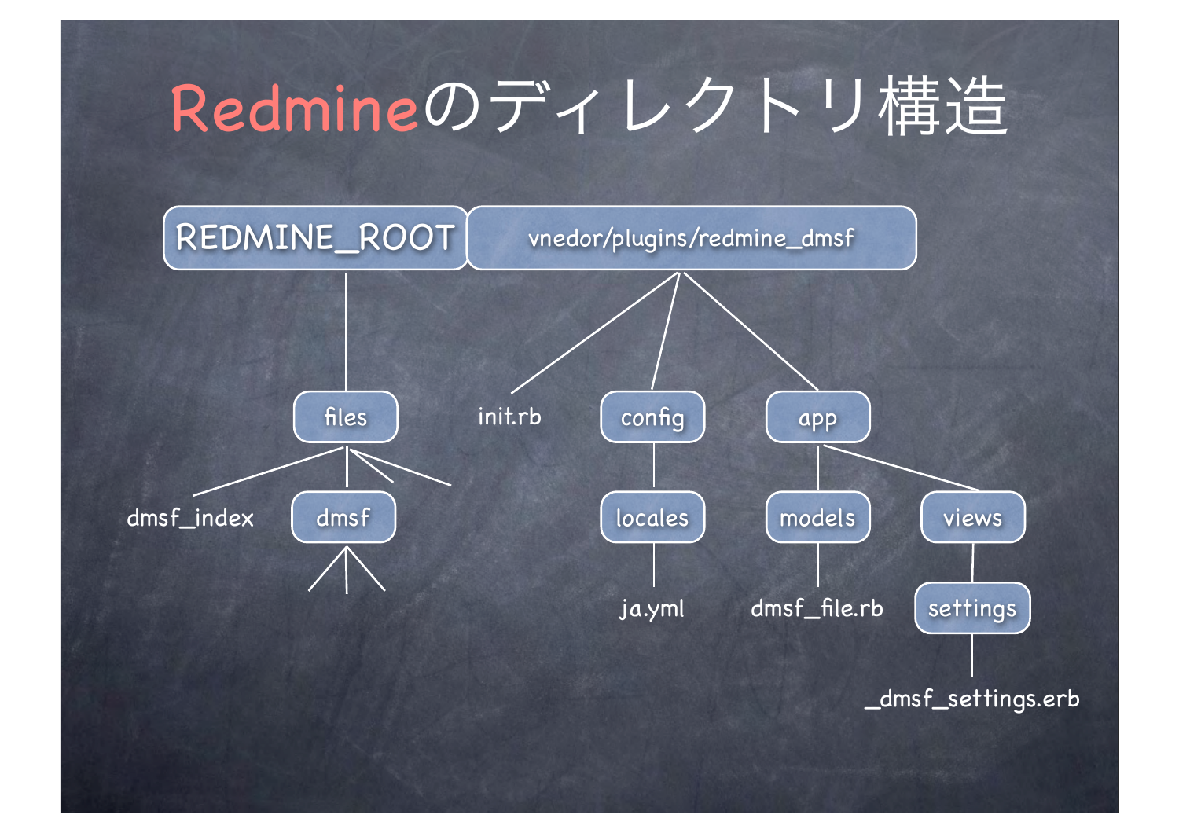# Redmineのディレクトリ構造

```
REDMINE_ROOT
├── files
│   ├── dmsf_index
│   └── dmsf
└── vnedor/plugins/redmine_dmsf
    ├── init.rb
    ├── config
    │   └── locales
    │       └── ja.yml
    └── app
        ├── models
        │   └── dmsf_file.rb
        └── views
            └── settings
                └── _dmsf_settings.erb
```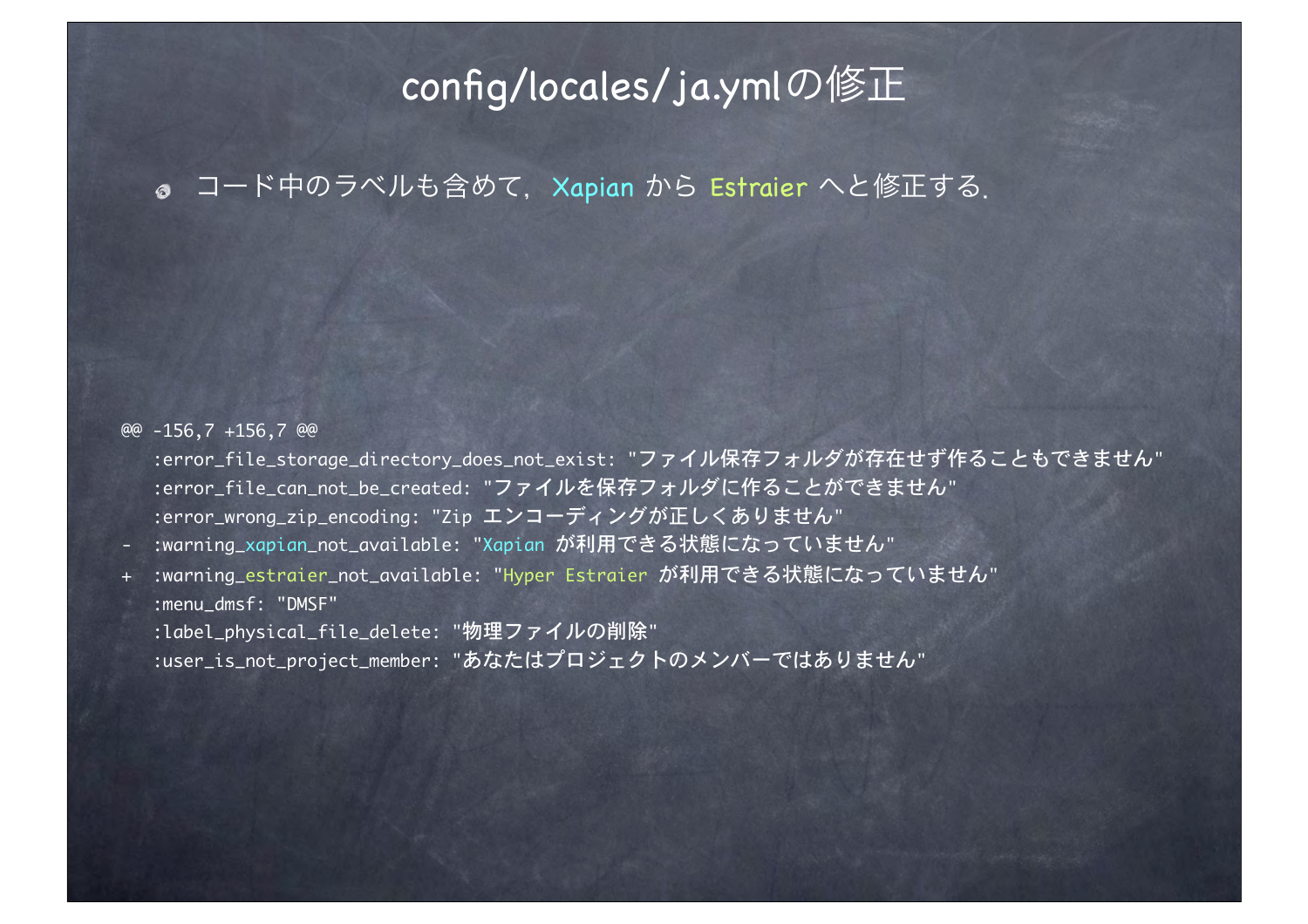# config/locales/ja.ymlの修正

- コード中のラベルも含めて，Xapian から Estraier へと修正する.

```
@@ -156,7 +156,7 @@
   :error_file_storage_directory_does_not_exist: "ファイル保存フォルダが存在せず作ることもできません"
   :error_file_can_not_be_created: "ファイルを保存フォルダに作ることができません"
   :error_wrong_zip_encoding: "Zip エンコーディングが正しくありません"
-  :warning_xapian_not_available: "Xapian が利用できる状態になっていません"
+  :warning_estraier_not_available: "Hyper Estraier が利用できる状態になっていません"
   :menu_dmsf: "DMSF"
   :label_physical_file_delete: "物理ファイルの削除"
   :user_is_not_project_member: "あなたはプロジェクトのメンバーではありません"
```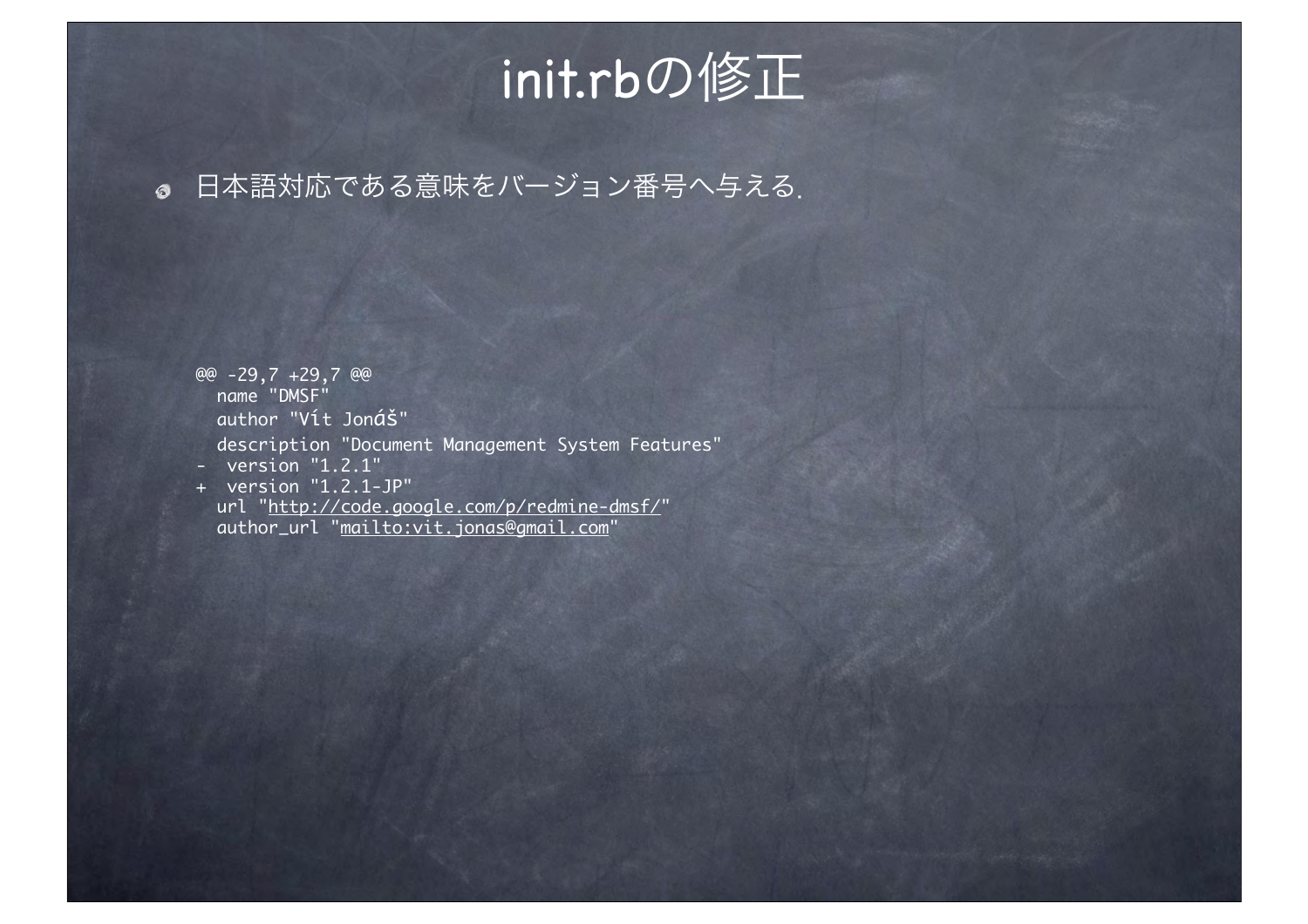# init.rbの修正

- 日本語対応である意味をバージョン番号へ与える.

```
@@ -29,7 +29,7 @@
   name "DMSF"
   author "Vít Jonáš"
   description "Document Management System Features"
-  version "1.2.1"
+  version "1.2.1-JP"
   url "http://code.google.com/p/redmine-dmsf/"
   author_url "mailto:vit.jonas@gmail.com"
```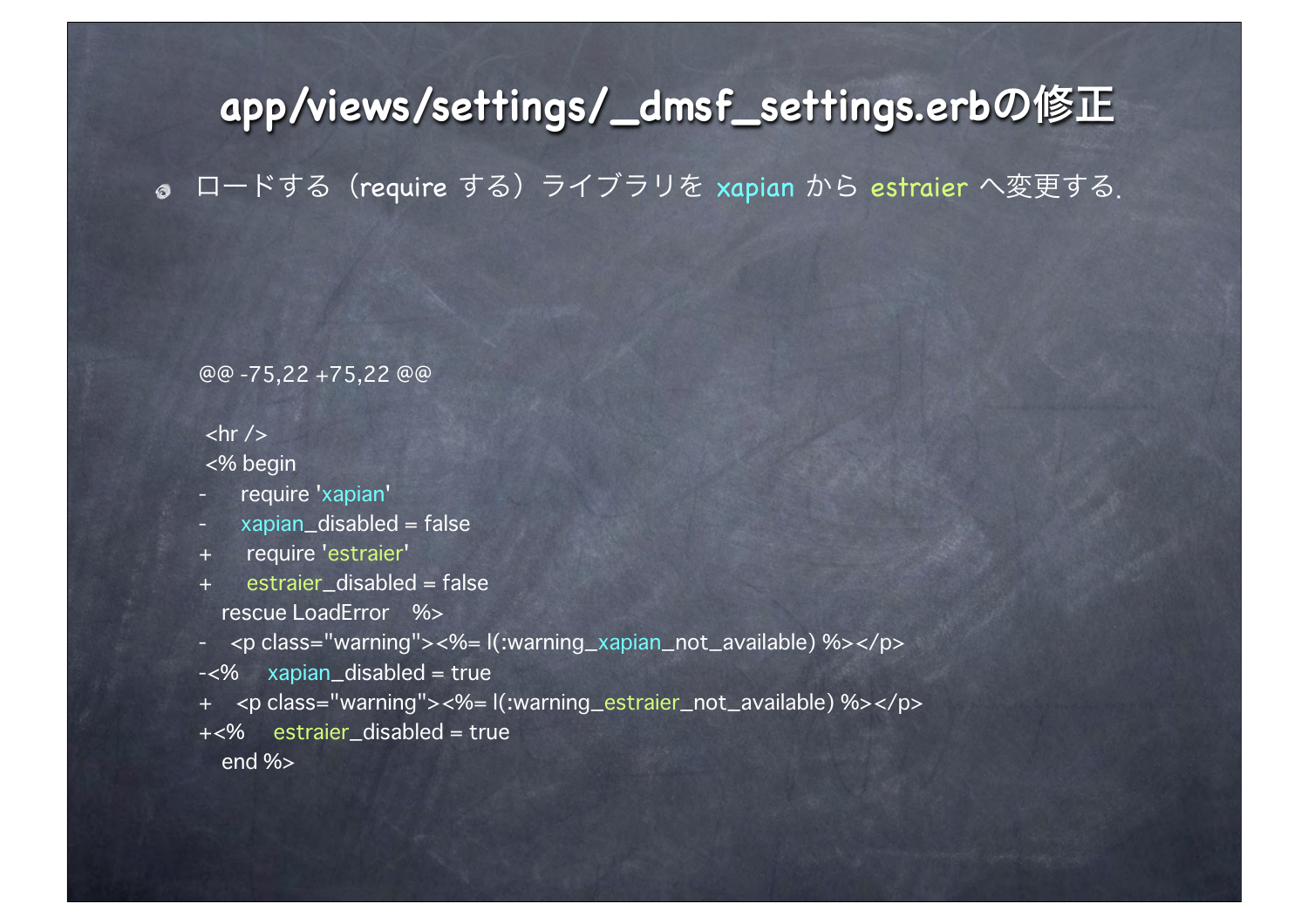# app/views/settings/_dmsf_settings.erbの修正

- ロードする（require する）ライブラリを xapian から estraier へ変更する.

```
@@ -75,22 +75,22 @@

 <hr />
 <% begin
-     require 'xapian'
-     xapian_disabled = false
+     require 'estraier'
+     estraier_disabled = false
   rescue LoadError    %>
-   <p class="warning"><%= l(:warning_xapian_not_available) %></p>
-<%     xapian_disabled = true
+   <p class="warning"><%= l(:warning_estraier_not_available) %></p>
+<%     estraier_disabled = true
   end %>
```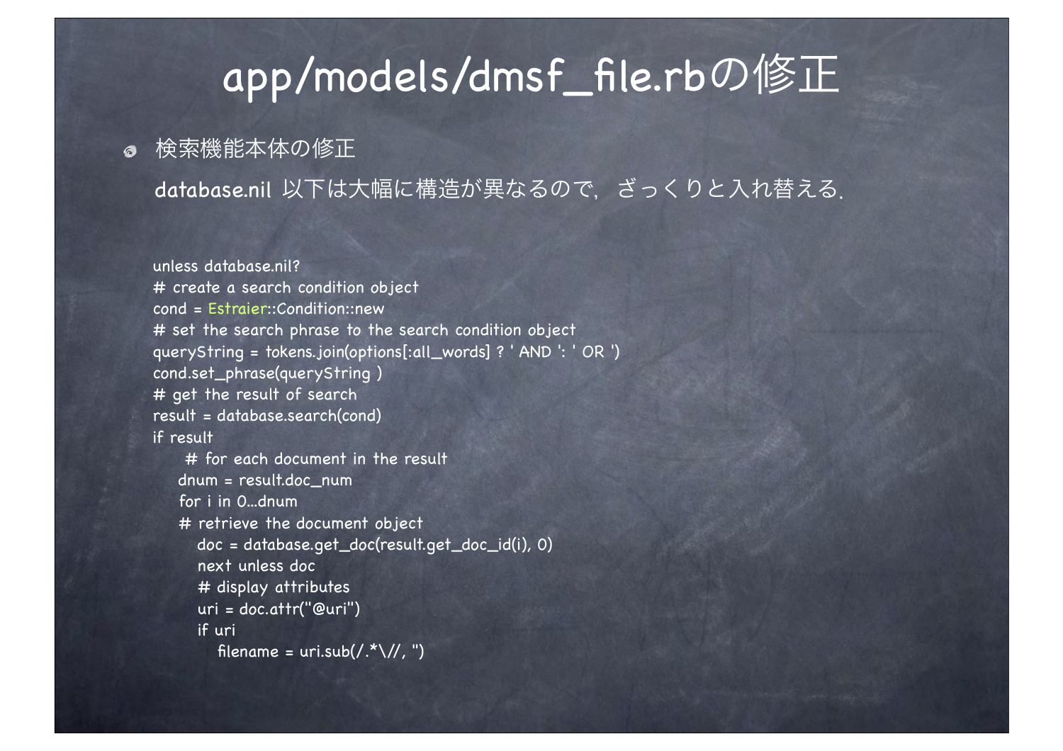# app/models/dmsf_file.rbの修正

- 検索機能本体の修正

  database.nil 以下は大幅に構造が異なるので，ざっくりと入れ替える.

```
unless database.nil?
# create a search condition object
cond = Estraier::Condition::new
# set the search phrase to the search condition object
queryString = tokens.join(options[:all_words] ? ' AND ': ' OR ')
cond.set_phrase(queryString )
# get the result of search
result = database.search(cond)
if result
     # for each document in the result
    dnum = result.doc_num
    for i in 0...dnum
    # retrieve the document object
       doc = database.get_doc(result.get_doc_id(i), 0)
       next unless doc
       # display attributes
       uri = doc.attr("@uri")
       if uri
          filename = uri.sub(/.*\//, '')
```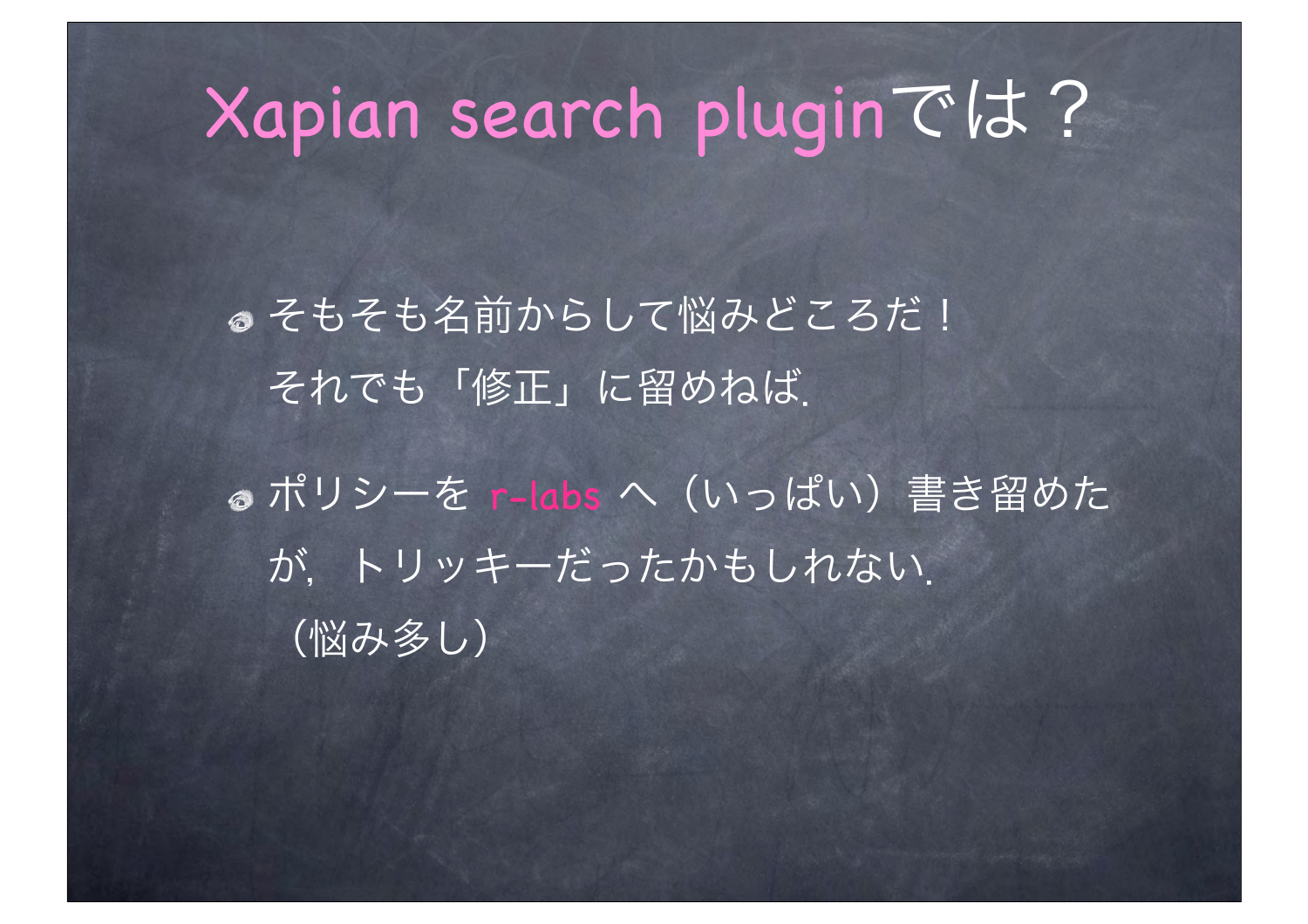# Xapian search pluginでは？

- そもそも名前からして悩みどころだ！
  それでも「修正」に留めねば.

- ポリシーを r-labs へ（いっぱい）書き留めたが，トリッキーだったかもしれない.
  （悩み多し）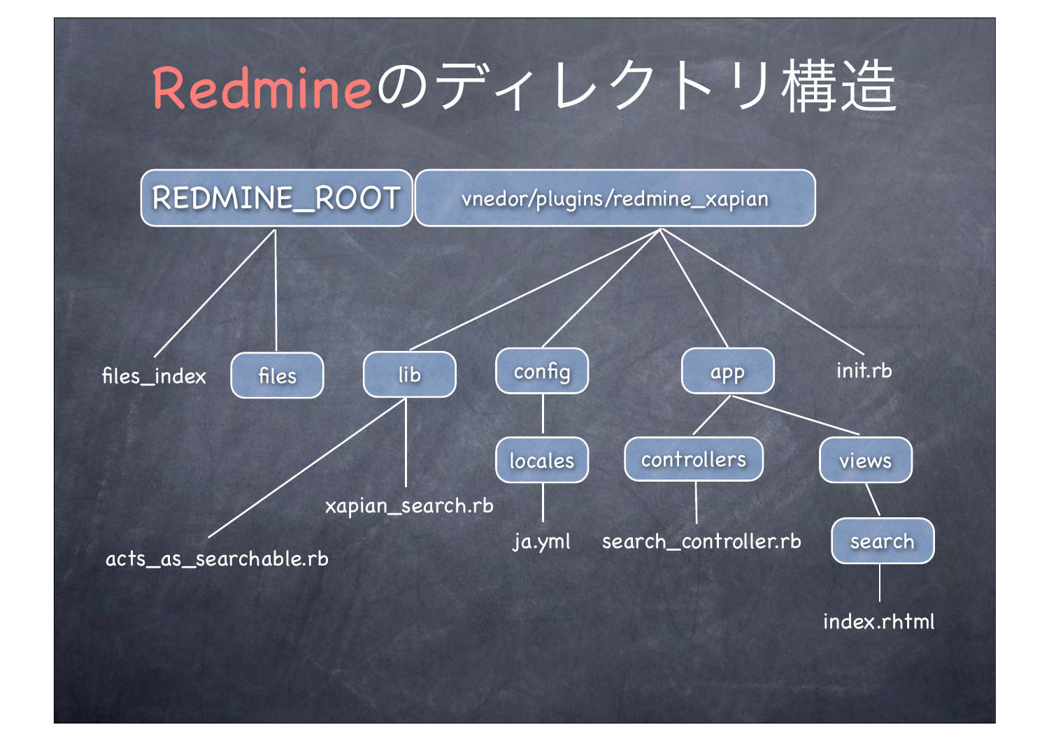# Redmineのディレクトリ構造

```
REDMINE_ROOT
├── files_index
├── files
└── vnedor/plugins/redmine_xapian
    ├── lib
    │   ├── acts_as_searchable.rb
    │   └── xapian_search.rb
    ├── config
    │   └── locales
    │       └── ja.yml
    ├── app
    │   ├── controllers
    │   │   └── search_controller.rb
    │   └── views
    │       └── search
    │           └── index.rhtml
    └── init.rb
```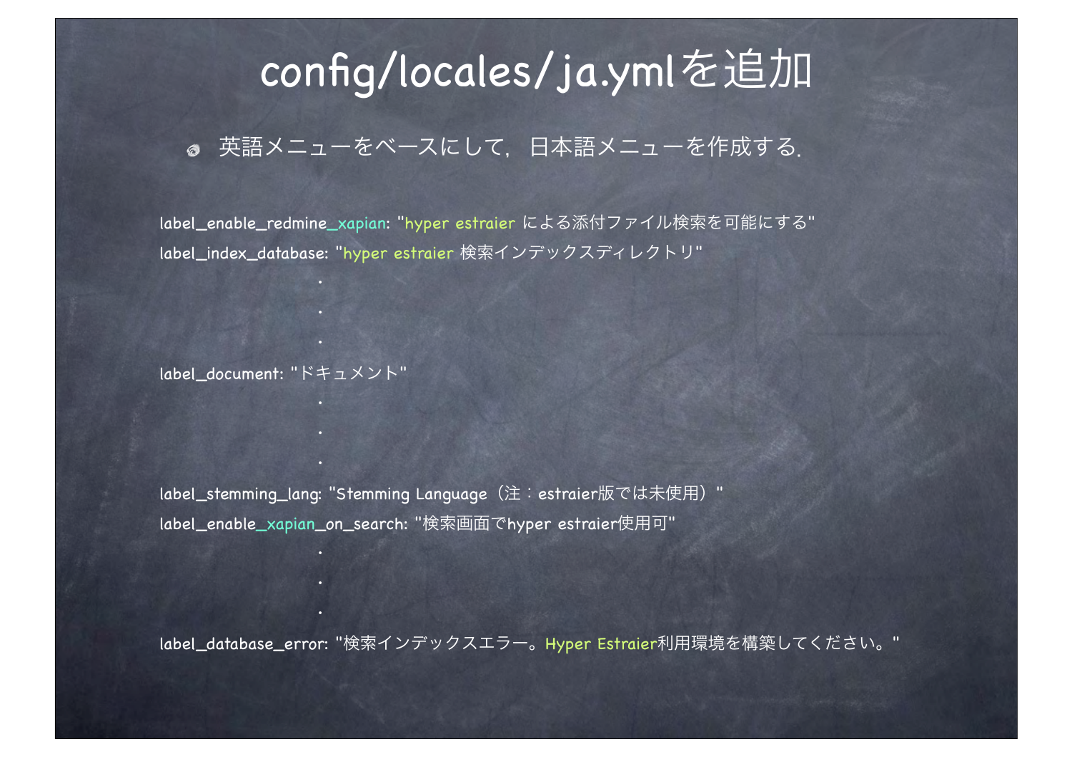# config/locales/ja.ymlを追加

- 英語メニューをベースにして，日本語メニューを作成する.

```
label_enable_redmine_xapian: "hyper estraier による添付ファイル検索を可能にする"
label_index_database: "hyper estraier 検索インデックスディレクトリ"
        .
        .
        .
label_document: "ドキュメント"
        .
        .
        .
label_stemming_lang: "Stemming Language（注：estraier版では未使用）"
label_enable_xapian_on_search: "検索画面でhyper estraier使用可"
        .
        .
        .
label_database_error: "検索インデックスエラー。Hyper Estraier利用環境を構築してください。"
```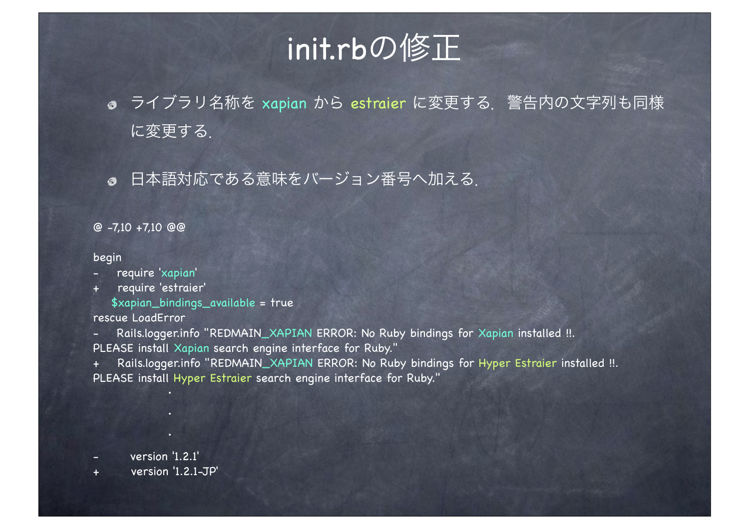# init.rbの修正

- ライブラリ名称を xapian から estraier に変更する．警告内の文字列も同様に変更する．
- 日本語対応である意味をバージョン番号へ加える．

```
@ -7,10 +7,10 @@

begin
-    require 'xapian'
+    require 'estraier'
   $xapian_bindings_available = true
rescue LoadError
-    Rails.logger.info "REDMAIN_XAPIAN ERROR: No Ruby bindings for Xapian installed !!.
PLEASE install Xapian search engine interface for Ruby."
+    Rails.logger.info "REDMAIN_XAPIAN ERROR: No Ruby bindings for Hyper Estraier installed !!.
PLEASE install Hyper Estraier search engine interface for Ruby."
              .
              .
              .
-      version '1.2.1'
+      version '1.2.1-JP'
```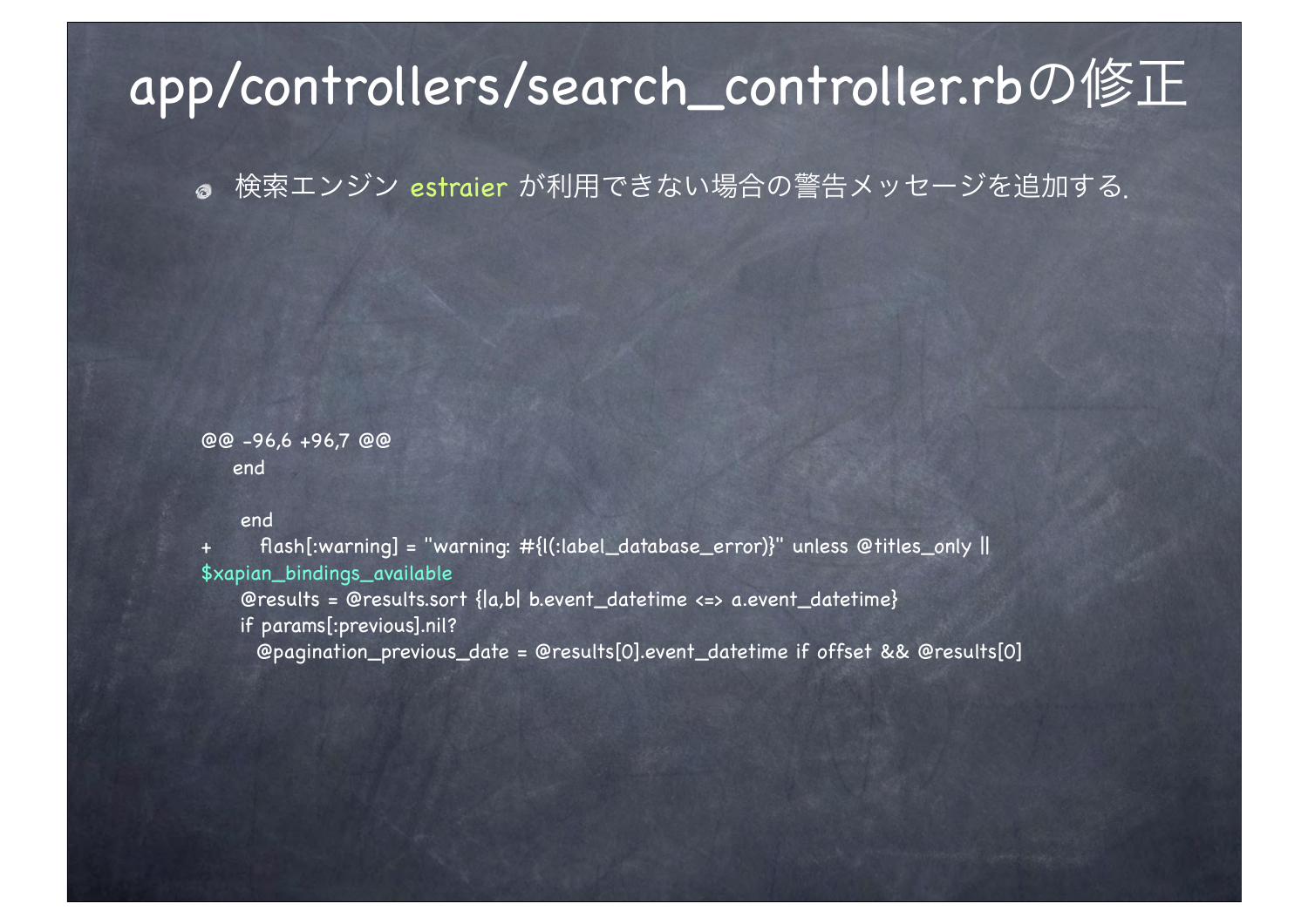# app/controllers/search_controller.rbの修正

- 検索エンジン estraier が利用できない場合の警告メッセージを追加する.

```
@@ -96,6 +96,7 @@
   end

    end
+      flash[:warning] = "warning: #{l(:label_database_error)}" unless @titles_only || $xapian_bindings_available
    @results = @results.sort {|a,b| b.event_datetime <=> a.event_datetime}
    if params[:previous].nil?
      @pagination_previous_date = @results[0].event_datetime if offset && @results[0]
```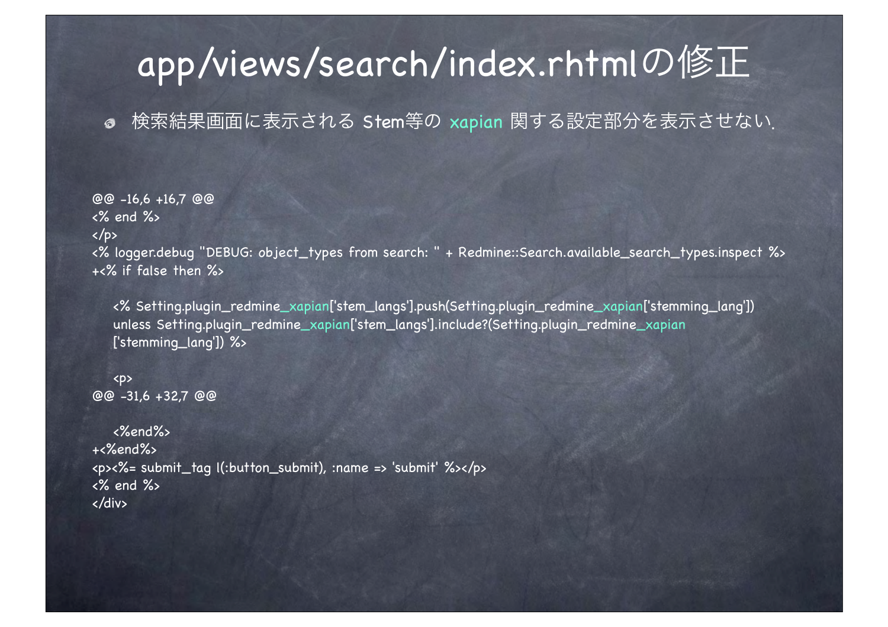# app/views/search/index.rhtmlの修正

- 検索結果画面に表示される Stem等の xapian 関する設定部分を表示させない.

```
@@ -16,6 +16,7 @@
<% end %>
</p>
<% logger.debug "DEBUG: object_types from search: " + Redmine::Search.available_search_types.inspect %>
+<% if false then %>

    <% Setting.plugin_redmine_xapian['stem_langs'].push(Setting.plugin_redmine_xapian['stemming_lang'])
    unless Setting.plugin_redmine_xapian['stem_langs'].include?(Setting.plugin_redmine_xapian
    ['stemming_lang']) %>

    <p>
@@ -31,6 +32,7 @@

    <%end%>
+<%end%>
<p><%= submit_tag l(:button_submit), :name => 'submit' %></p>
<% end %>
</div>
```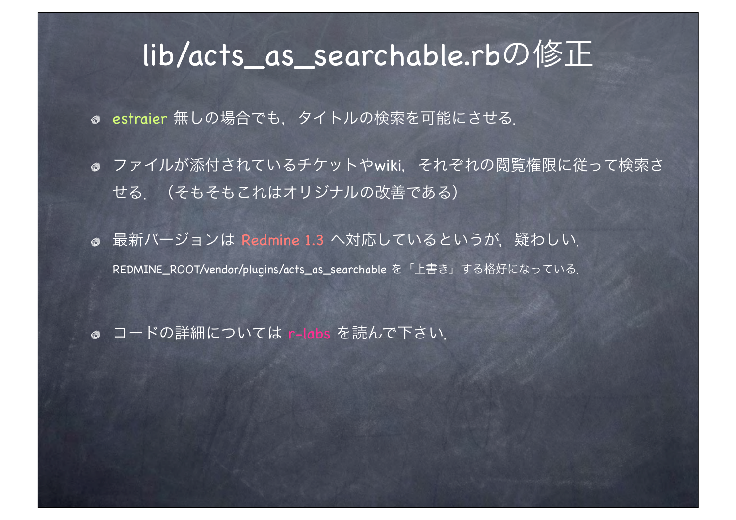# lib/acts_as_searchable.rbの修正

- estraier 無しの場合でも，タイトルの検索を可能にさせる.
- ファイルが添付されているチケットやwiki，それぞれの閲覧権限に従って検索させる. （そもそもこれはオリジナルの改善である）
- 最新バージョンは Redmine 1.3 へ対応しているというが，疑わしい.

  REDMINE_ROOT/vendor/plugins/acts_as_searchable を「上書き」する格好になっている.

- コードの詳細については r-labs を読んで下さい.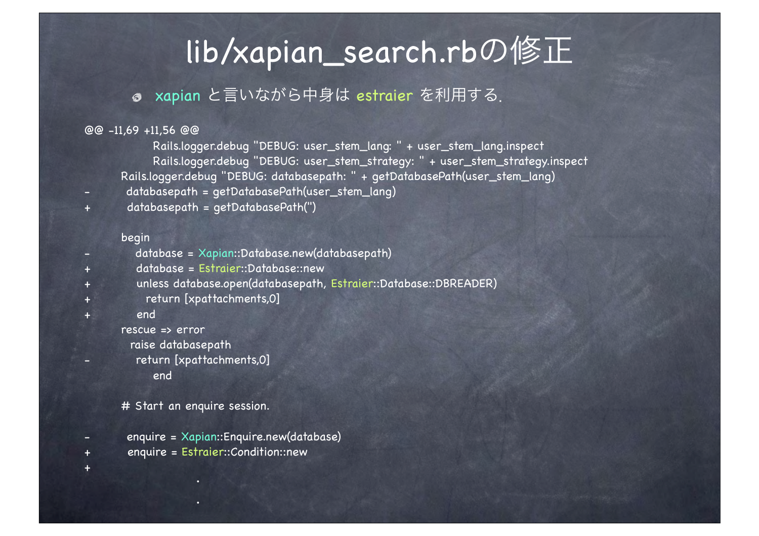# lib/xapian_search.rbの修正

- xapian と言いながら中身は estraier を利用する.

```diff
@@ -11,69 +11,56 @@
            Rails.logger.debug "DEBUG: user_stem_lang: " + user_stem_lang.inspect
            Rails.logger.debug "DEBUG: user_stem_strategy: " + user_stem_strategy.inspect
        Rails.logger.debug "DEBUG: databasepath: " + getDatabasePath(user_stem_lang)
-       databasepath = getDatabasePath(user_stem_lang)
+       databasepath = getDatabasePath('')

        begin
-         database = Xapian::Database.new(databasepath)
+         database = Estraier::Database::new
+         unless database.open(databasepath, Estraier::Database::DBREADER)
+           return [xpattachments,0]
+         end
        rescue => error
          raise databasepath
-         return [xpattachments,0]
            end

        # Start an enquire session.

-       enquire = Xapian::Enquire.new(database)
+       enquire = Estraier::Condition::new
+
                    .
                    .
```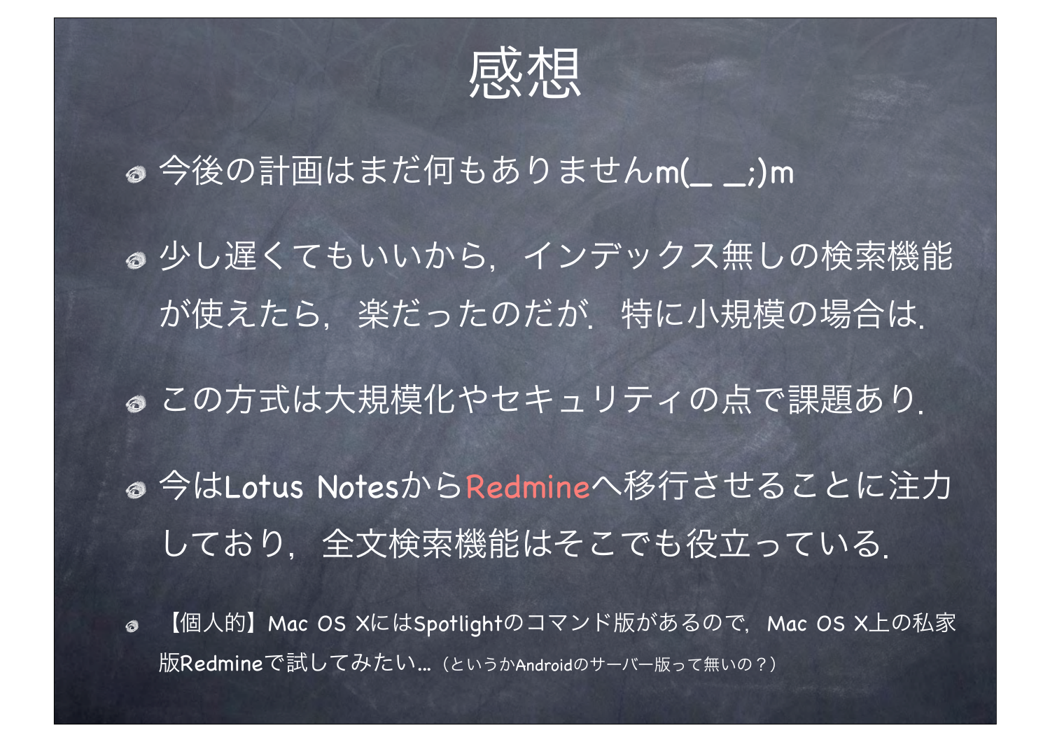# 感想

- 今後の計画はまだ何もありませんm(_ _;)m
- 少し遅くてもいいから，インデックス無しの検索機能が使えたら，楽だったのだが．特に小規模の場合は．
- この方式は大規模化やセキュリティの点で課題あり．
- 今はLotus NotesからRedmineへ移行させることに注力しており，全文検索機能はそこでも役立っている．
- 【個人的】Mac OS XにはSpotlightのコマンド版があるので，Mac OS X上の私家版Redmineで試してみたい…（というかAndroidのサーバー版って無いの？）